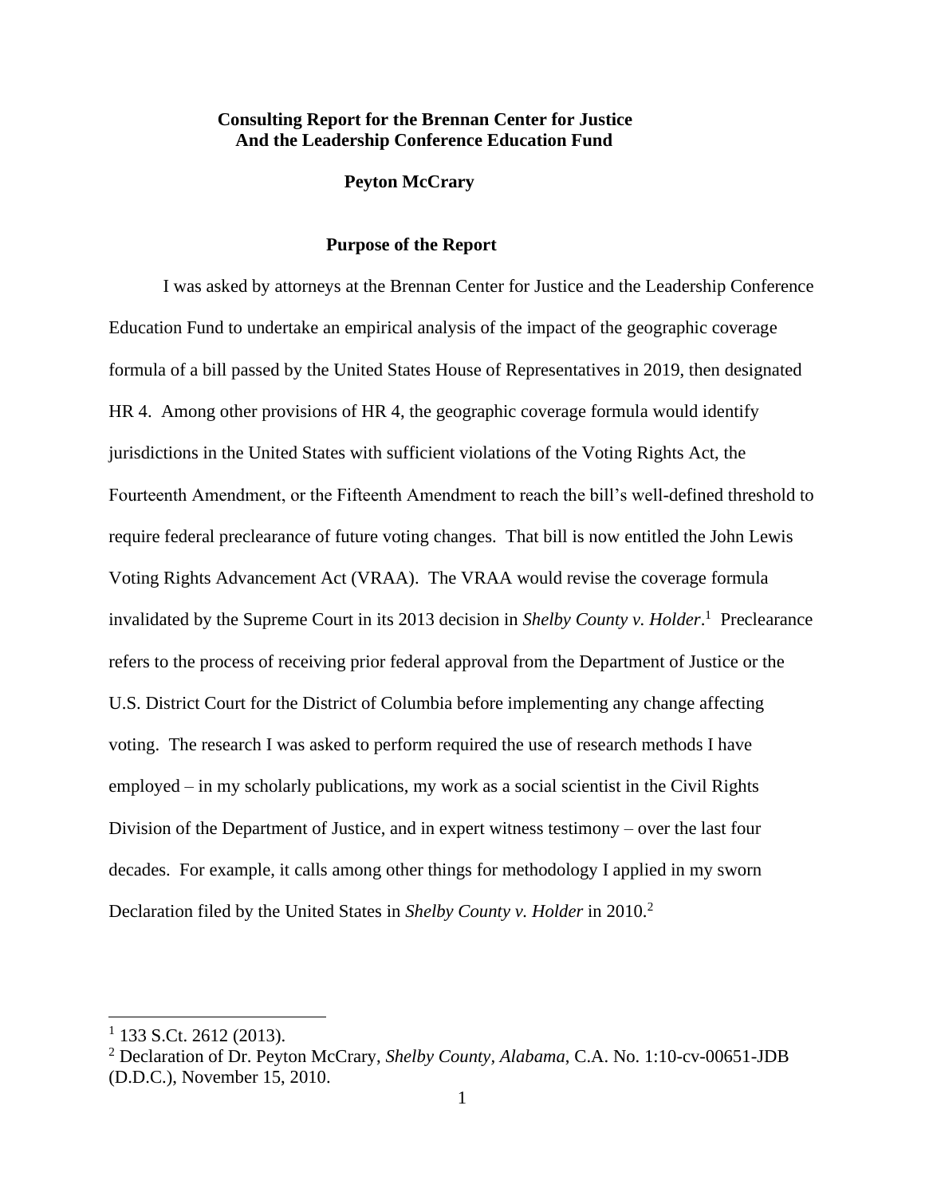**Consulting Report for the Brennan Center for Justice
And the Leadership Conference Education Fund**

**Peyton McCrary**

## Purpose of the Report

I was asked by attorneys at the Brennan Center for Justice and the Leadership Conference Education Fund to undertake an empirical analysis of the impact of the geographic coverage formula of a bill passed by the United States House of Representatives in 2019, then designated HR 4. Among other provisions of HR 4, the geographic coverage formula would identify jurisdictions in the United States with sufficient violations of the Voting Rights Act, the Fourteenth Amendment, or the Fifteenth Amendment to reach the bill's well-defined threshold to require federal preclearance of future voting changes. That bill is now entitled the John Lewis Voting Rights Advancement Act (VRAA). The VRAA would revise the coverage formula invalidated by the Supreme Court in its 2013 decision in *Shelby County v. Holder*.[1] Preclearance refers to the process of receiving prior federal approval from the Department of Justice or the U.S. District Court for the District of Columbia before implementing any change affecting voting. The research I was asked to perform required the use of research methods I have employed – in my scholarly publications, my work as a social scientist in the Civil Rights Division of the Department of Justice, and in expert witness testimony – over the last four decades. For example, it calls among other things for methodology I applied in my sworn Declaration filed by the United States in *Shelby County v. Holder* in 2010.[2]

---

[1] 133 S.Ct. 2612 (2013).

[2] Declaration of Dr. Peyton McCrary, *Shelby County*, *Alabama*, C.A. No. 1:10-cv-00651-JDB (D.D.C.), November 15, 2010.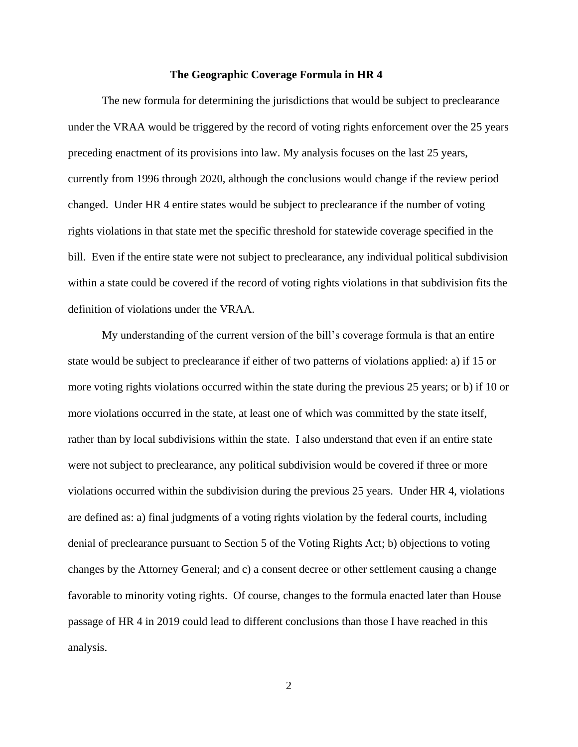## The Geographic Coverage Formula in HR 4

The new formula for determining the jurisdictions that would be subject to preclearance under the VRAA would be triggered by the record of voting rights enforcement over the 25 years preceding enactment of its provisions into law. My analysis focuses on the last 25 years, currently from 1996 through 2020, although the conclusions would change if the review period changed. Under HR 4 entire states would be subject to preclearance if the number of voting rights violations in that state met the specific threshold for statewide coverage specified in the bill. Even if the entire state were not subject to preclearance, any individual political subdivision within a state could be covered if the record of voting rights violations in that subdivision fits the definition of violations under the VRAA.

My understanding of the current version of the bill's coverage formula is that an entire state would be subject to preclearance if either of two patterns of violations applied: a) if 15 or more voting rights violations occurred within the state during the previous 25 years; or b) if 10 or more violations occurred in the state, at least one of which was committed by the state itself, rather than by local subdivisions within the state. I also understand that even if an entire state were not subject to preclearance, any political subdivision would be covered if three or more violations occurred within the subdivision during the previous 25 years. Under HR 4, violations are defined as: a) final judgments of a voting rights violation by the federal courts, including denial of preclearance pursuant to Section 5 of the Voting Rights Act; b) objections to voting changes by the Attorney General; and c) a consent decree or other settlement causing a change favorable to minority voting rights. Of course, changes to the formula enacted later than House passage of HR 4 in 2019 could lead to different conclusions than those I have reached in this analysis.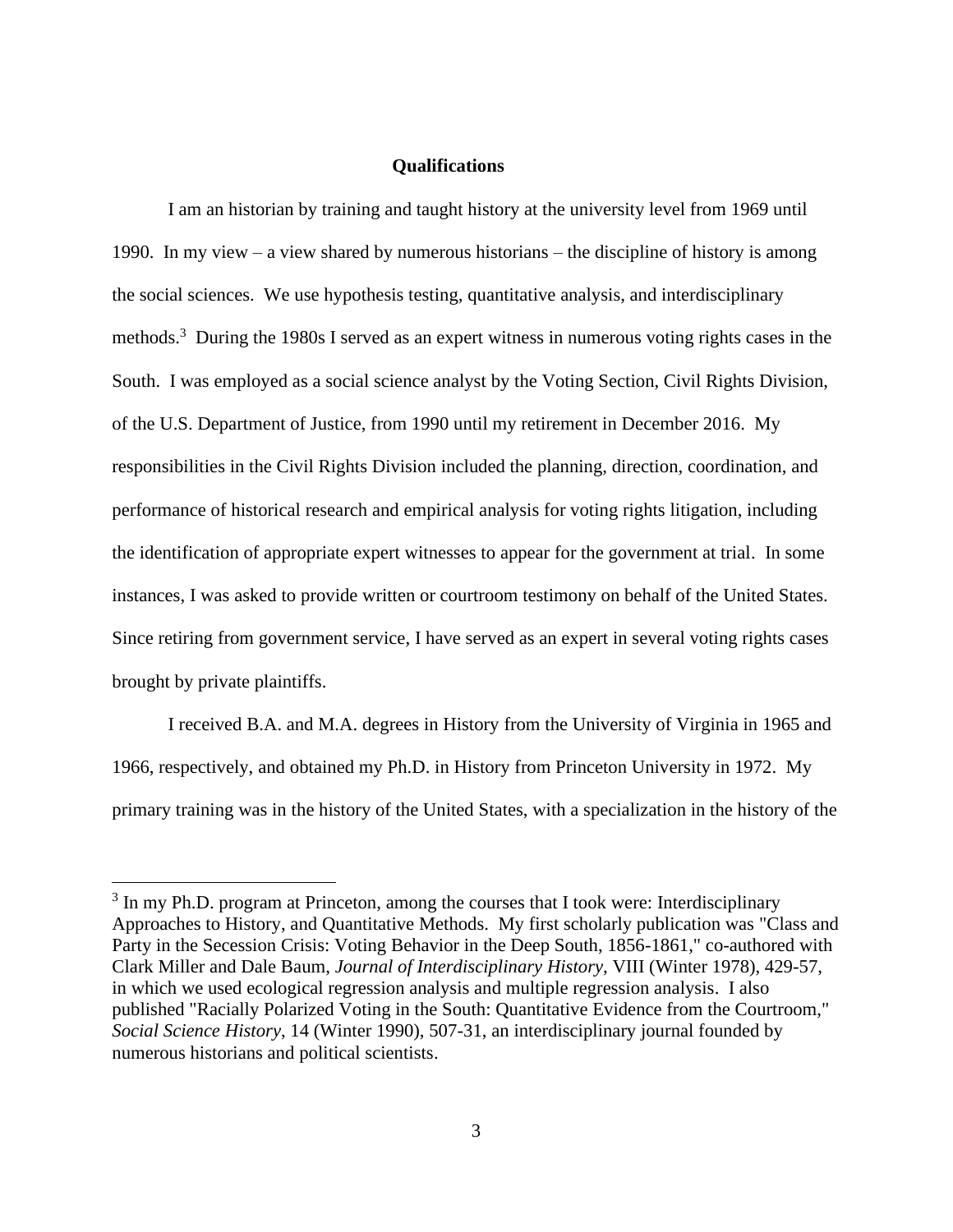## Qualifications

I am an historian by training and taught history at the university level from 1969 until 1990. In my view – a view shared by numerous historians – the discipline of history is among the social sciences. We use hypothesis testing, quantitative analysis, and interdisciplinary methods.[3] During the 1980s I served as an expert witness in numerous voting rights cases in the South. I was employed as a social science analyst by the Voting Section, Civil Rights Division, of the U.S. Department of Justice, from 1990 until my retirement in December 2016. My responsibilities in the Civil Rights Division included the planning, direction, coordination, and performance of historical research and empirical analysis for voting rights litigation, including the identification of appropriate expert witnesses to appear for the government at trial. In some instances, I was asked to provide written or courtroom testimony on behalf of the United States. Since retiring from government service, I have served as an expert in several voting rights cases brought by private plaintiffs.

I received B.A. and M.A. degrees in History from the University of Virginia in 1965 and 1966, respectively, and obtained my Ph.D. in History from Princeton University in 1972. My primary training was in the history of the United States, with a specialization in the history of the

---

[3] In my Ph.D. program at Princeton, among the courses that I took were: Interdisciplinary Approaches to History, and Quantitative Methods. My first scholarly publication was "Class and Party in the Secession Crisis: Voting Behavior in the Deep South, 1856-1861," co-authored with Clark Miller and Dale Baum, *Journal of Interdisciplinary History*, VIII (Winter 1978), 429-57, in which we used ecological regression analysis and multiple regression analysis. I also published "Racially Polarized Voting in the South: Quantitative Evidence from the Courtroom," *Social Science History*, 14 (Winter 1990), 507-31, an interdisciplinary journal founded by numerous historians and political scientists.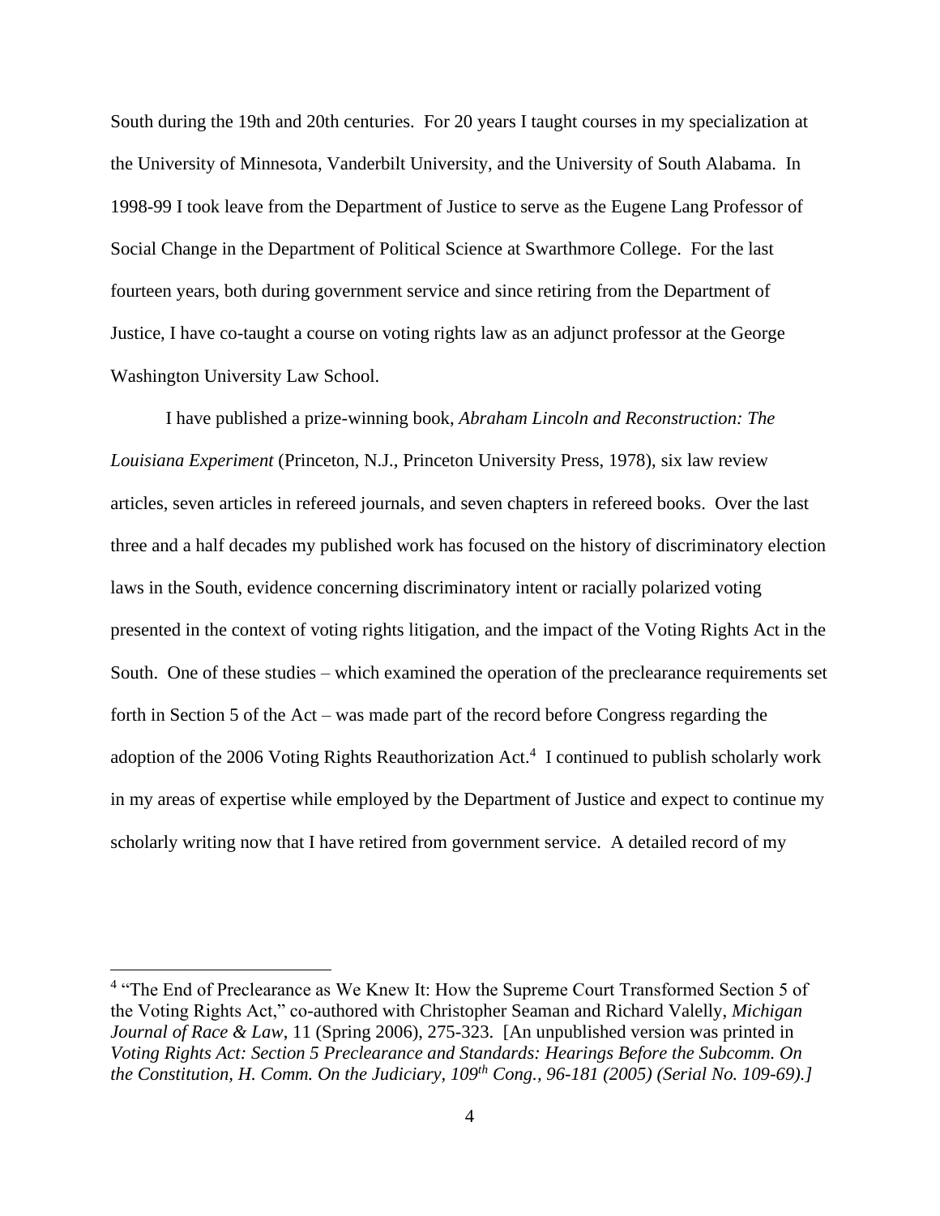South during the 19th and 20th centuries. For 20 years I taught courses in my specialization at the University of Minnesota, Vanderbilt University, and the University of South Alabama. In 1998-99 I took leave from the Department of Justice to serve as the Eugene Lang Professor of Social Change in the Department of Political Science at Swarthmore College. For the last fourteen years, both during government service and since retiring from the Department of Justice, I have co-taught a course on voting rights law as an adjunct professor at the George Washington University Law School.

I have published a prize-winning book, *Abraham Lincoln and Reconstruction: The Louisiana Experiment* (Princeton, N.J., Princeton University Press, 1978), six law review articles, seven articles in refereed journals, and seven chapters in refereed books. Over the last three and a half decades my published work has focused on the history of discriminatory election laws in the South, evidence concerning discriminatory intent or racially polarized voting presented in the context of voting rights litigation, and the impact of the Voting Rights Act in the South. One of these studies – which examined the operation of the preclearance requirements set forth in Section 5 of the Act – was made part of the record before Congress regarding the adoption of the 2006 Voting Rights Reauthorization Act.[4] I continued to publish scholarly work in my areas of expertise while employed by the Department of Justice and expect to continue my scholarly writing now that I have retired from government service. A detailed record of my

---

[4] "The End of Preclearance as We Knew It: How the Supreme Court Transformed Section 5 of the Voting Rights Act," co-authored with Christopher Seaman and Richard Valelly, *Michigan Journal of Race & Law*, 11 (Spring 2006), 275-323. [An unpublished version was printed in *Voting Rights Act: Section 5 Preclearance and Standards: Hearings Before the Subcomm. On the Constitution, H. Comm. On the Judiciary, 109th Cong., 96-181 (2005) (Serial No. 109-69).]*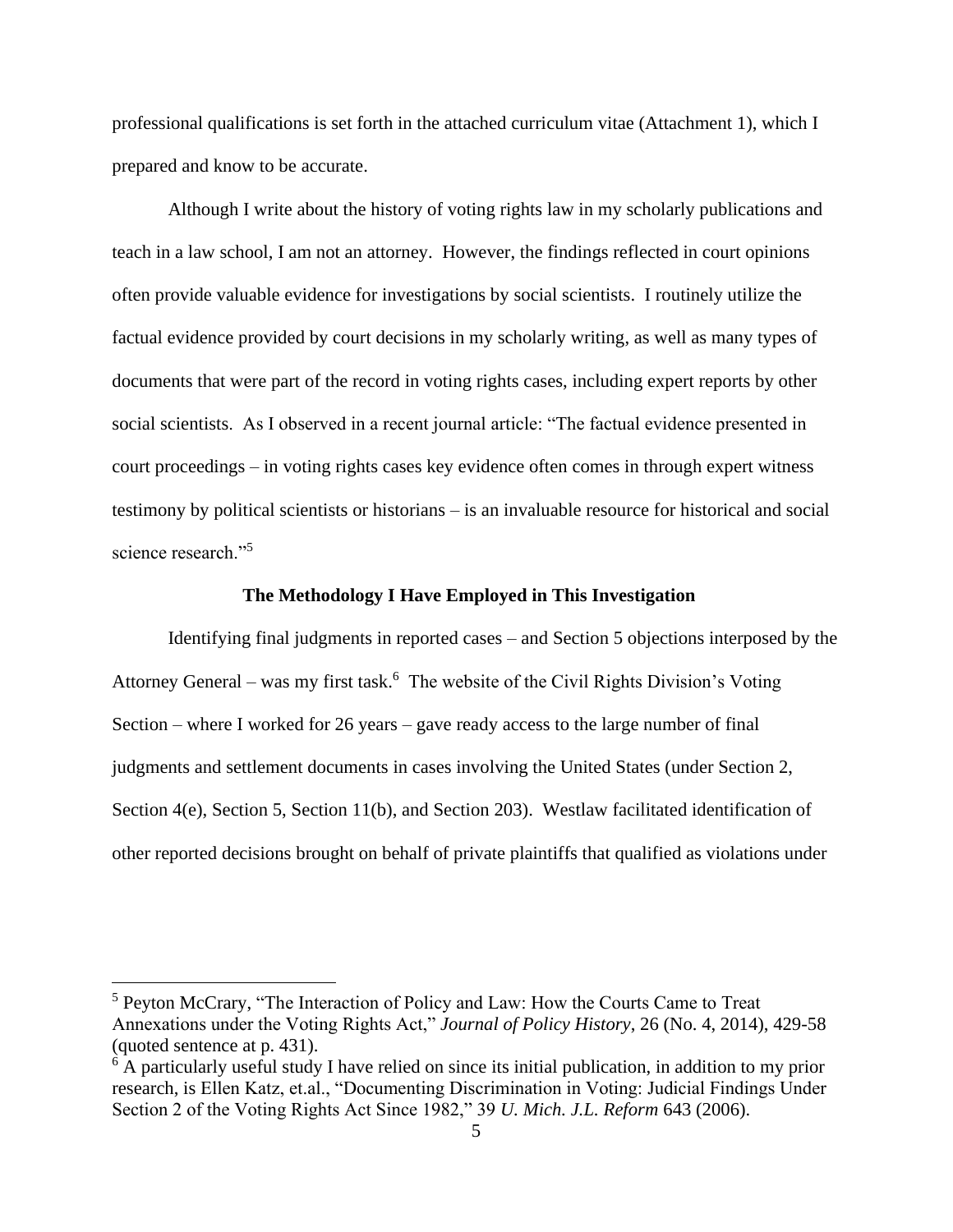professional qualifications is set forth in the attached curriculum vitae (Attachment 1), which I prepared and know to be accurate.

Although I write about the history of voting rights law in my scholarly publications and teach in a law school, I am not an attorney. However, the findings reflected in court opinions often provide valuable evidence for investigations by social scientists. I routinely utilize the factual evidence provided by court decisions in my scholarly writing, as well as many types of documents that were part of the record in voting rights cases, including expert reports by other social scientists. As I observed in a recent journal article: "The factual evidence presented in court proceedings – in voting rights cases key evidence often comes in through expert witness testimony by political scientists or historians – is an invaluable resource for historical and social science research."[5]

**The Methodology I Have Employed in This Investigation**

Identifying final judgments in reported cases – and Section 5 objections interposed by the Attorney General – was my first task.[6] The website of the Civil Rights Division's Voting Section – where I worked for 26 years – gave ready access to the large number of final judgments and settlement documents in cases involving the United States (under Section 2, Section 4(e), Section 5, Section 11(b), and Section 203). Westlaw facilitated identification of other reported decisions brought on behalf of private plaintiffs that qualified as violations under

---

[5] Peyton McCrary, "The Interaction of Policy and Law: How the Courts Came to Treat Annexations under the Voting Rights Act," *Journal of Policy History*, 26 (No. 4, 2014), 429-58 (quoted sentence at p. 431).

[6] A particularly useful study I have relied on since its initial publication, in addition to my prior research, is Ellen Katz, et.al., "Documenting Discrimination in Voting: Judicial Findings Under Section 2 of the Voting Rights Act Since 1982," 39 *U. Mich. J.L. Reform* 643 (2006).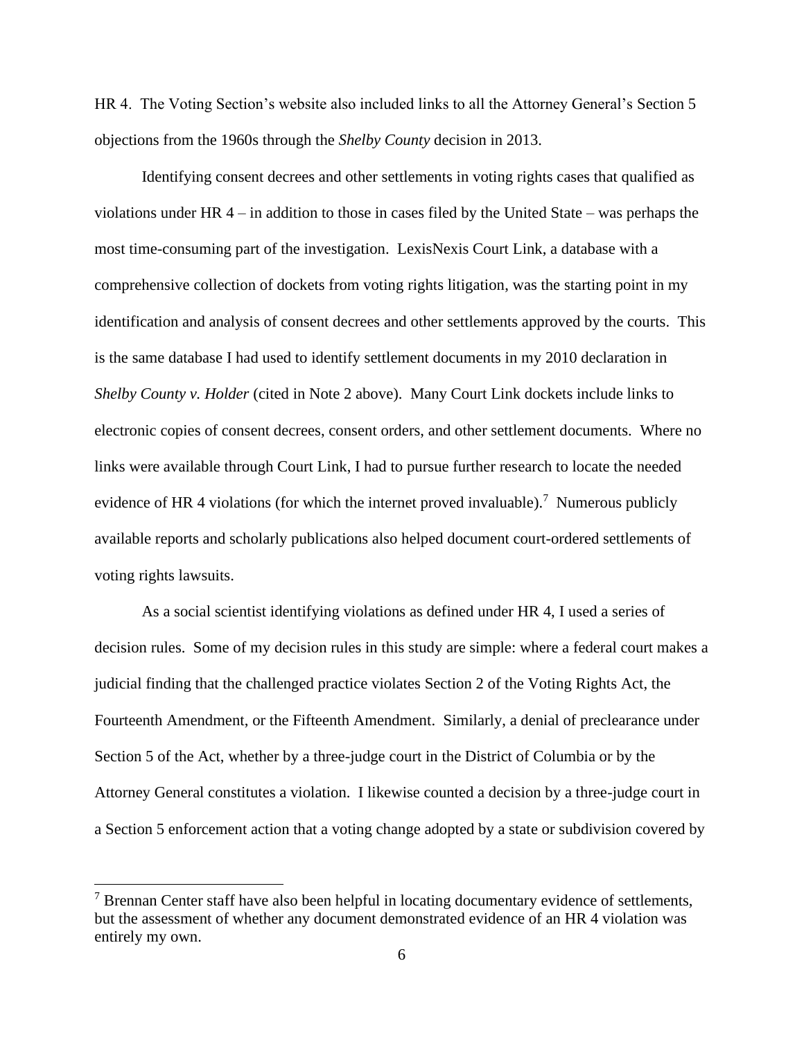HR 4. The Voting Section's website also included links to all the Attorney General's Section 5 objections from the 1960s through the *Shelby County* decision in 2013.

Identifying consent decrees and other settlements in voting rights cases that qualified as violations under HR 4 – in addition to those in cases filed by the United State – was perhaps the most time-consuming part of the investigation. LexisNexis Court Link, a database with a comprehensive collection of dockets from voting rights litigation, was the starting point in my identification and analysis of consent decrees and other settlements approved by the courts. This is the same database I had used to identify settlement documents in my 2010 declaration in *Shelby County v. Holder* (cited in Note 2 above). Many Court Link dockets include links to electronic copies of consent decrees, consent orders, and other settlement documents. Where no links were available through Court Link, I had to pursue further research to locate the needed evidence of HR 4 violations (for which the internet proved invaluable).[7] Numerous publicly available reports and scholarly publications also helped document court-ordered settlements of voting rights lawsuits.

As a social scientist identifying violations as defined under HR 4, I used a series of decision rules. Some of my decision rules in this study are simple: where a federal court makes a judicial finding that the challenged practice violates Section 2 of the Voting Rights Act, the Fourteenth Amendment, or the Fifteenth Amendment. Similarly, a denial of preclearance under Section 5 of the Act, whether by a three-judge court in the District of Columbia or by the Attorney General constitutes a violation. I likewise counted a decision by a three-judge court in a Section 5 enforcement action that a voting change adopted by a state or subdivision covered by

[7] Brennan Center staff have also been helpful in locating documentary evidence of settlements, but the assessment of whether any document demonstrated evidence of an HR 4 violation was entirely my own.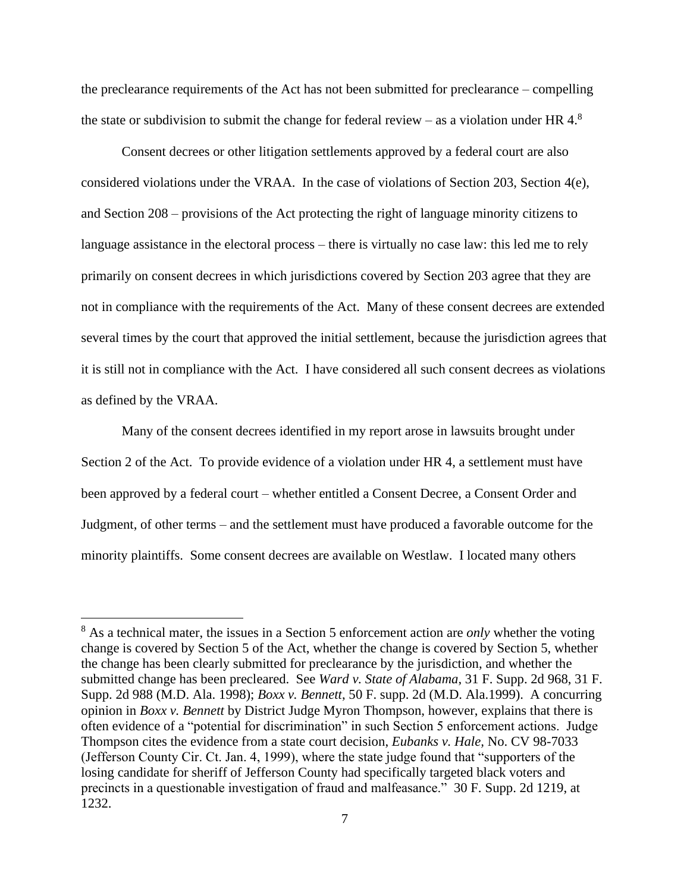the preclearance requirements of the Act has not been submitted for preclearance – compelling the state or subdivision to submit the change for federal review – as a violation under HR 4.[8]

Consent decrees or other litigation settlements approved by a federal court are also considered violations under the VRAA. In the case of violations of Section 203, Section 4(e), and Section 208 – provisions of the Act protecting the right of language minority citizens to language assistance in the electoral process – there is virtually no case law: this led me to rely primarily on consent decrees in which jurisdictions covered by Section 203 agree that they are not in compliance with the requirements of the Act. Many of these consent decrees are extended several times by the court that approved the initial settlement, because the jurisdiction agrees that it is still not in compliance with the Act. I have considered all such consent decrees as violations as defined by the VRAA.

Many of the consent decrees identified in my report arose in lawsuits brought under Section 2 of the Act. To provide evidence of a violation under HR 4, a settlement must have been approved by a federal court – whether entitled a Consent Decree, a Consent Order and Judgment, of other terms – and the settlement must have produced a favorable outcome for the minority plaintiffs. Some consent decrees are available on Westlaw. I located many others

[8] As a technical mater, the issues in a Section 5 enforcement action are *only* whether the voting change is covered by Section 5 of the Act, whether the change is covered by Section 5, whether the change has been clearly submitted for preclearance by the jurisdiction, and whether the submitted change has been precleared. See *Ward v. State of Alabama*, 31 F. Supp. 2d 968, 31 F. Supp. 2d 988 (M.D. Ala. 1998); *Boxx v. Bennett*, 50 F. supp. 2d (M.D. Ala.1999). A concurring opinion in *Boxx v. Bennett* by District Judge Myron Thompson, however, explains that there is often evidence of a "potential for discrimination" in such Section 5 enforcement actions. Judge Thompson cites the evidence from a state court decision, *Eubanks v. Hale*, No. CV 98-7033 (Jefferson County Cir. Ct. Jan. 4, 1999), where the state judge found that "supporters of the losing candidate for sheriff of Jefferson County had specifically targeted black voters and precincts in a questionable investigation of fraud and malfeasance." 30 F. Supp. 2d 1219, at 1232.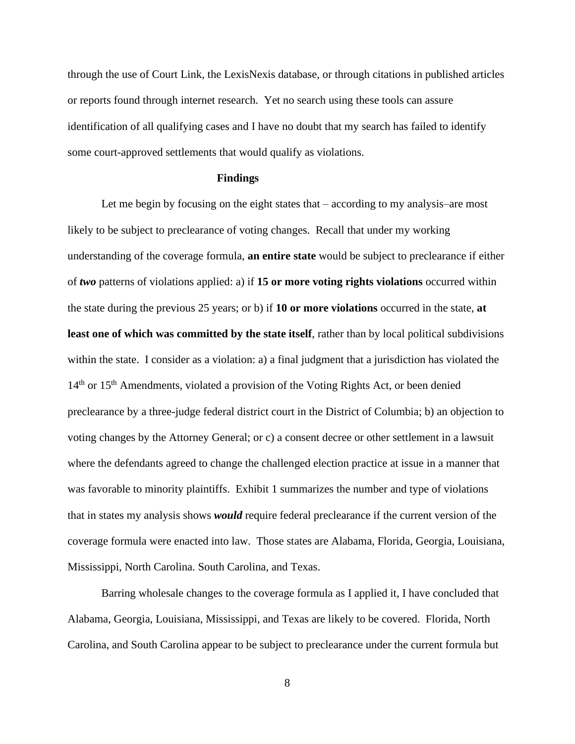through the use of Court Link, the LexisNexis database, or through citations in published articles or reports found through internet research. Yet no search using these tools can assure identification of all qualifying cases and I have no doubt that my search has failed to identify some court-approved settlements that would qualify as violations.

**Findings**

Let me begin by focusing on the eight states that – according to my analysis–are most likely to be subject to preclearance of voting changes. Recall that under my working understanding of the coverage formula, **an entire state** would be subject to preclearance if either of ***two*** patterns of violations applied: a) if **15 or more voting rights violations** occurred within the state during the previous 25 years; or b) if **10 or more violations** occurred in the state, **at least one of which was committed by the state itself**, rather than by local political subdivisions within the state. I consider as a violation: a) a final judgment that a jurisdiction has violated the 14th or 15th Amendments, violated a provision of the Voting Rights Act, or been denied preclearance by a three-judge federal district court in the District of Columbia; b) an objection to voting changes by the Attorney General; or c) a consent decree or other settlement in a lawsuit where the defendants agreed to change the challenged election practice at issue in a manner that was favorable to minority plaintiffs. Exhibit 1 summarizes the number and type of violations that in states my analysis shows ***would*** require federal preclearance if the current version of the coverage formula were enacted into law. Those states are Alabama, Florida, Georgia, Louisiana, Mississippi, North Carolina. South Carolina, and Texas.

Barring wholesale changes to the coverage formula as I applied it, I have concluded that Alabama, Georgia, Louisiana, Mississippi, and Texas are likely to be covered. Florida, North Carolina, and South Carolina appear to be subject to preclearance under the current formula but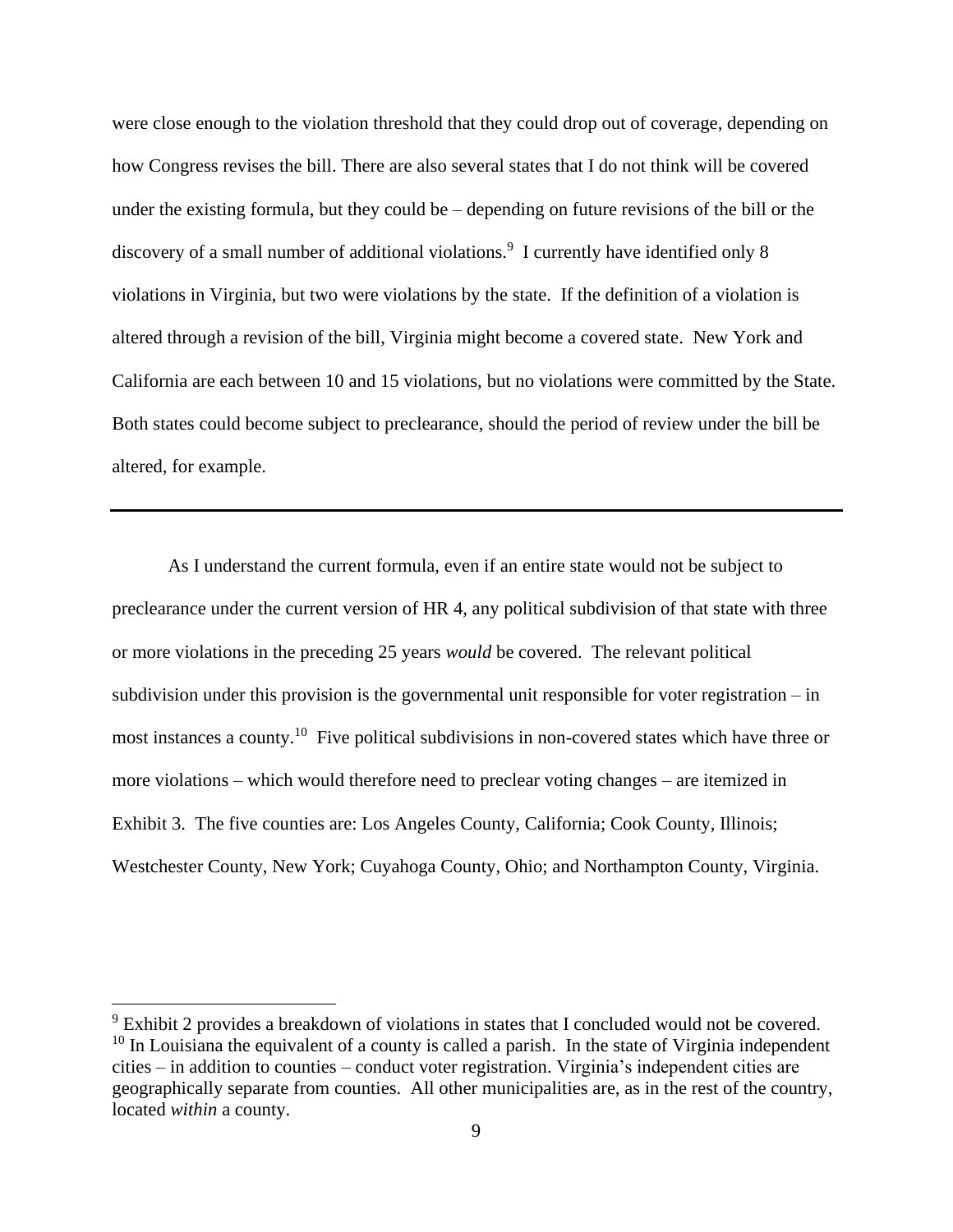were close enough to the violation threshold that they could drop out of coverage, depending on how Congress revises the bill. There are also several states that I do not think will be covered under the existing formula, but they could be – depending on future revisions of the bill or the discovery of a small number of additional violations.[9] I currently have identified only 8 violations in Virginia, but two were violations by the state. If the definition of a violation is altered through a revision of the bill, Virginia might become a covered state. New York and California are each between 10 and 15 violations, but no violations were committed by the State. Both states could become subject to preclearance, should the period of review under the bill be altered, for example.

---

As I understand the current formula, even if an entire state would not be subject to preclearance under the current version of HR 4, any political subdivision of that state with three or more violations in the preceding 25 years *would* be covered. The relevant political subdivision under this provision is the governmental unit responsible for voter registration – in most instances a county.[10] Five political subdivisions in non-covered states which have three or more violations – which would therefore need to preclear voting changes – are itemized in Exhibit 3. The five counties are: Los Angeles County, California; Cook County, Illinois; Westchester County, New York; Cuyahoga County, Ohio; and Northampton County, Virginia.

[9] Exhibit 2 provides a breakdown of violations in states that I concluded would not be covered.

[10] In Louisiana the equivalent of a county is called a parish. In the state of Virginia independent cities – in addition to counties – conduct voter registration. Virginia's independent cities are geographically separate from counties. All other municipalities are, as in the rest of the country, located *within* a county.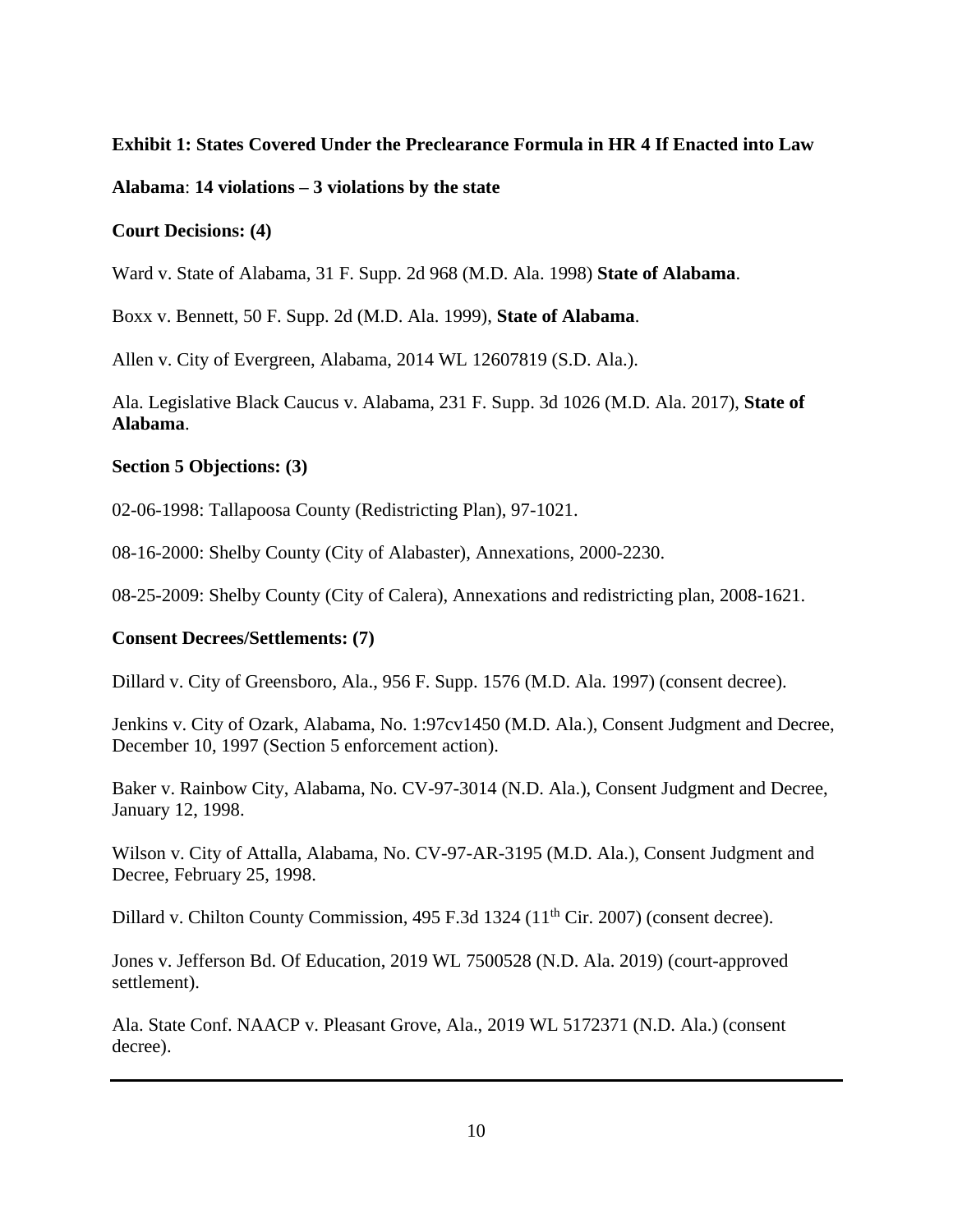**Exhibit 1: States Covered Under the Preclearance Formula in HR 4 If Enacted into Law**

**Alabama**: **14 violations – 3 violations by the state**

**Court Decisions: (4)**

Ward v. State of Alabama, 31 F. Supp. 2d 968 (M.D. Ala. 1998) **State of Alabama**.

Boxx v. Bennett, 50 F. Supp. 2d (M.D. Ala. 1999), **State of Alabama**.

Allen v. City of Evergreen, Alabama, 2014 WL 12607819 (S.D. Ala.).

Ala. Legislative Black Caucus v. Alabama, 231 F. Supp. 3d 1026 (M.D. Ala. 2017), **State of Alabama**.

**Section 5 Objections: (3)**

02-06-1998: Tallapoosa County (Redistricting Plan), 97-1021.

08-16-2000: Shelby County (City of Alabaster), Annexations, 2000-2230.

08-25-2009: Shelby County (City of Calera), Annexations and redistricting plan, 2008-1621.

**Consent Decrees/Settlements: (7)**

Dillard v. City of Greensboro, Ala., 956 F. Supp. 1576 (M.D. Ala. 1997) (consent decree).

Jenkins v. City of Ozark, Alabama, No. 1:97cv1450 (M.D. Ala.), Consent Judgment and Decree, December 10, 1997 (Section 5 enforcement action).

Baker v. Rainbow City, Alabama, No. CV-97-3014 (N.D. Ala.), Consent Judgment and Decree, January 12, 1998.

Wilson v. City of Attalla, Alabama, No. CV-97-AR-3195 (M.D. Ala.), Consent Judgment and Decree, February 25, 1998.

Dillard v. Chilton County Commission, 495 F.3d 1324 (11th Cir. 2007) (consent decree).

Jones v. Jefferson Bd. Of Education, 2019 WL 7500528 (N.D. Ala. 2019) (court-approved settlement).

Ala. State Conf. NAACP v. Pleasant Grove, Ala., 2019 WL 5172371 (N.D. Ala.) (consent decree).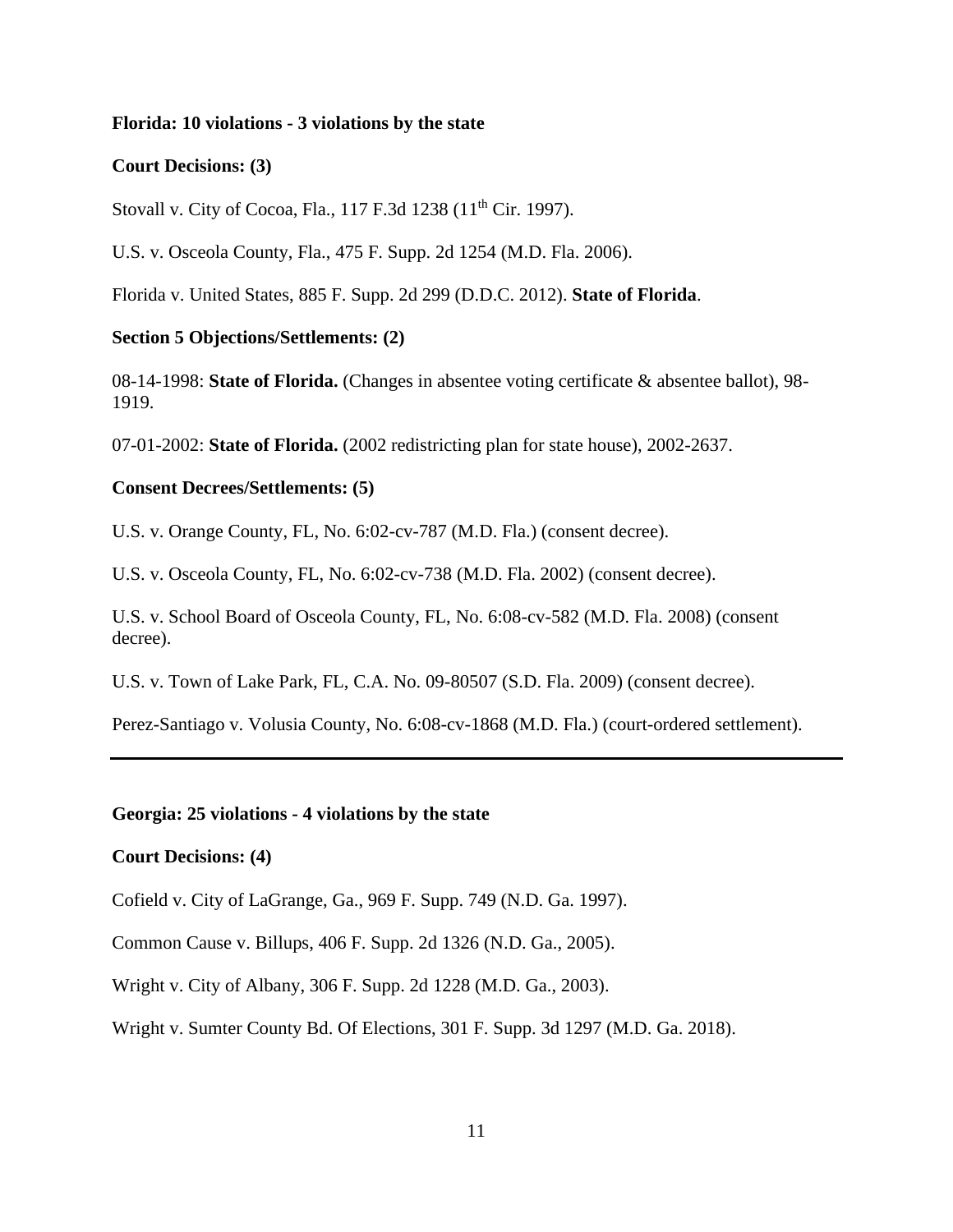**Florida: 10 violations - 3 violations by the state**

**Court Decisions: (3)**

Stovall v. City of Cocoa, Fla., 117 F.3d 1238 (11th Cir. 1997).

U.S. v. Osceola County, Fla., 475 F. Supp. 2d 1254 (M.D. Fla. 2006).

Florida v. United States, 885 F. Supp. 2d 299 (D.D.C. 2012). **State of Florida**.

**Section 5 Objections/Settlements: (2)**

08-14-1998: **State of Florida.** (Changes in absentee voting certificate & absentee ballot), 98-1919.

07-01-2002: **State of Florida.** (2002 redistricting plan for state house), 2002-2637.

**Consent Decrees/Settlements: (5)**

U.S. v. Orange County, FL, No. 6:02-cv-787 (M.D. Fla.) (consent decree).

U.S. v. Osceola County, FL, No. 6:02-cv-738 (M.D. Fla. 2002) (consent decree).

U.S. v. School Board of Osceola County, FL, No. 6:08-cv-582 (M.D. Fla. 2008) (consent decree).

U.S. v. Town of Lake Park, FL, C.A. No. 09-80507 (S.D. Fla. 2009) (consent decree).

Perez-Santiago v. Volusia County, No. 6:08-cv-1868 (M.D. Fla.) (court-ordered settlement).

---

**Georgia: 25 violations - 4 violations by the state**

**Court Decisions: (4)**

Cofield v. City of LaGrange, Ga., 969 F. Supp. 749 (N.D. Ga. 1997).

Common Cause v. Billups, 406 F. Supp. 2d 1326 (N.D. Ga., 2005).

Wright v. City of Albany, 306 F. Supp. 2d 1228 (M.D. Ga., 2003).

Wright v. Sumter County Bd. Of Elections, 301 F. Supp. 3d 1297 (M.D. Ga. 2018).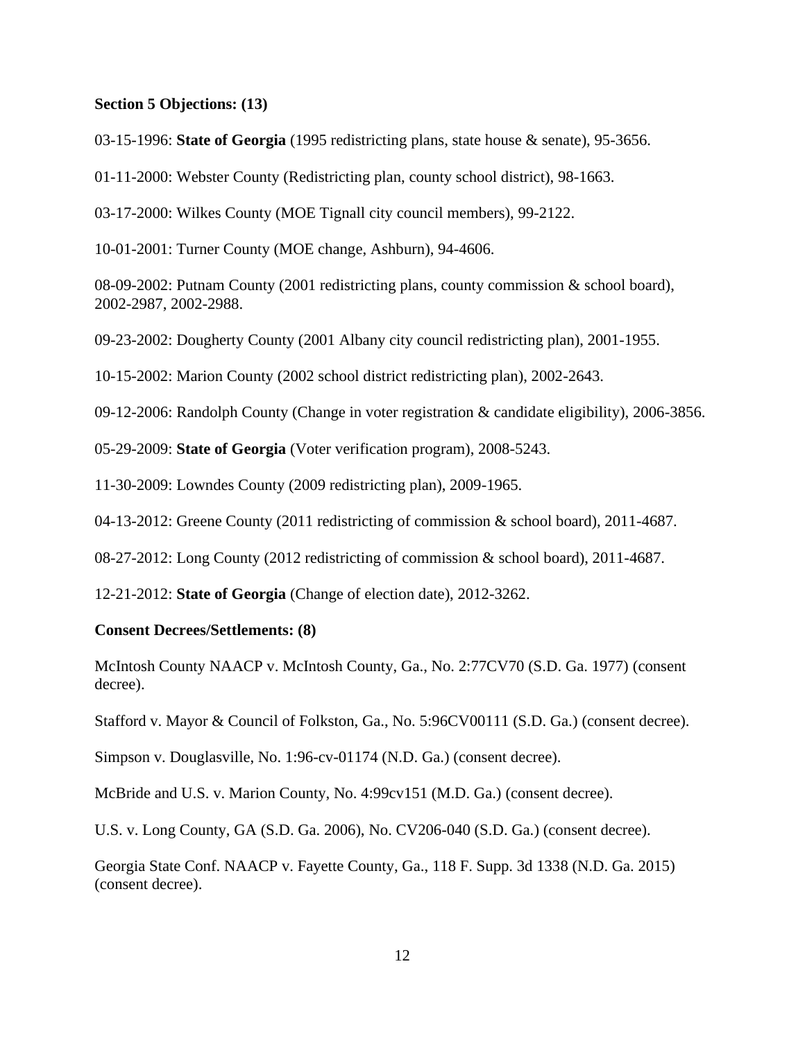**Section 5 Objections: (13)**

03-15-1996: **State of Georgia** (1995 redistricting plans, state house & senate), 95-3656.

01-11-2000: Webster County (Redistricting plan, county school district), 98-1663.

03-17-2000: Wilkes County (MOE Tignall city council members), 99-2122.

10-01-2001: Turner County (MOE change, Ashburn), 94-4606.

08-09-2002: Putnam County (2001 redistricting plans, county commission & school board), 2002-2987, 2002-2988.

09-23-2002: Dougherty County (2001 Albany city council redistricting plan), 2001-1955.

10-15-2002: Marion County (2002 school district redistricting plan), 2002-2643.

09-12-2006: Randolph County (Change in voter registration & candidate eligibility), 2006-3856.

05-29-2009: **State of Georgia** (Voter verification program), 2008-5243.

11-30-2009: Lowndes County (2009 redistricting plan), 2009-1965.

04-13-2012: Greene County (2011 redistricting of commission & school board), 2011-4687.

08-27-2012: Long County (2012 redistricting of commission & school board), 2011-4687.

12-21-2012: **State of Georgia** (Change of election date), 2012-3262.

**Consent Decrees/Settlements: (8)**

McIntosh County NAACP v. McIntosh County, Ga., No. 2:77CV70 (S.D. Ga. 1977) (consent decree).

Stafford v. Mayor & Council of Folkston, Ga., No. 5:96CV00111 (S.D. Ga.) (consent decree).

Simpson v. Douglasville, No. 1:96-cv-01174 (N.D. Ga.) (consent decree).

McBride and U.S. v. Marion County, No. 4:99cv151 (M.D. Ga.) (consent decree).

U.S. v. Long County, GA (S.D. Ga. 2006), No. CV206-040 (S.D. Ga.) (consent decree).

Georgia State Conf. NAACP v. Fayette County, Ga., 118 F. Supp. 3d 1338 (N.D. Ga. 2015) (consent decree).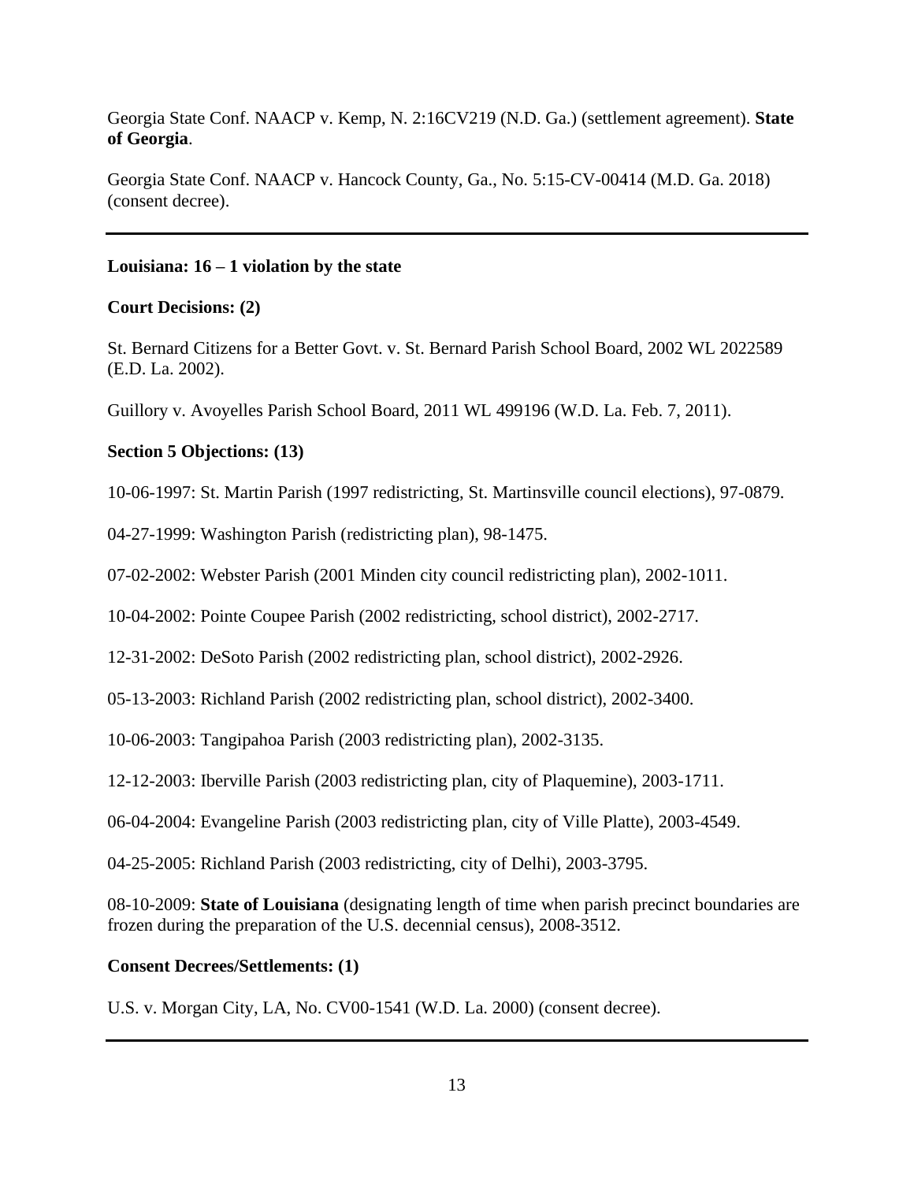Georgia State Conf. NAACP v. Kemp, N. 2:16CV219 (N.D. Ga.) (settlement agreement). **State of Georgia**.

Georgia State Conf. NAACP v. Hancock County, Ga., No. 5:15-CV-00414 (M.D. Ga. 2018) (consent decree).

---

**Louisiana: 16 – 1 violation by the state**

**Court Decisions: (2)**

St. Bernard Citizens for a Better Govt. v. St. Bernard Parish School Board, 2002 WL 2022589 (E.D. La. 2002).

Guillory v. Avoyelles Parish School Board, 2011 WL 499196 (W.D. La. Feb. 7, 2011).

**Section 5 Objections: (13)**

10-06-1997: St. Martin Parish (1997 redistricting, St. Martinsville council elections), 97-0879.

04-27-1999: Washington Parish (redistricting plan), 98-1475.

07-02-2002: Webster Parish (2001 Minden city council redistricting plan), 2002-1011.

10-04-2002: Pointe Coupee Parish (2002 redistricting, school district), 2002-2717.

12-31-2002: DeSoto Parish (2002 redistricting plan, school district), 2002-2926.

05-13-2003: Richland Parish (2002 redistricting plan, school district), 2002-3400.

10-06-2003: Tangipahoa Parish (2003 redistricting plan), 2002-3135.

12-12-2003: Iberville Parish (2003 redistricting plan, city of Plaquemine), 2003-1711.

06-04-2004: Evangeline Parish (2003 redistricting plan, city of Ville Platte), 2003-4549.

04-25-2005: Richland Parish (2003 redistricting, city of Delhi), 2003-3795.

08-10-2009: **State of Louisiana** (designating length of time when parish precinct boundaries are frozen during the preparation of the U.S. decennial census), 2008-3512.

**Consent Decrees/Settlements: (1)**

U.S. v. Morgan City, LA, No. CV00-1541 (W.D. La. 2000) (consent decree).

---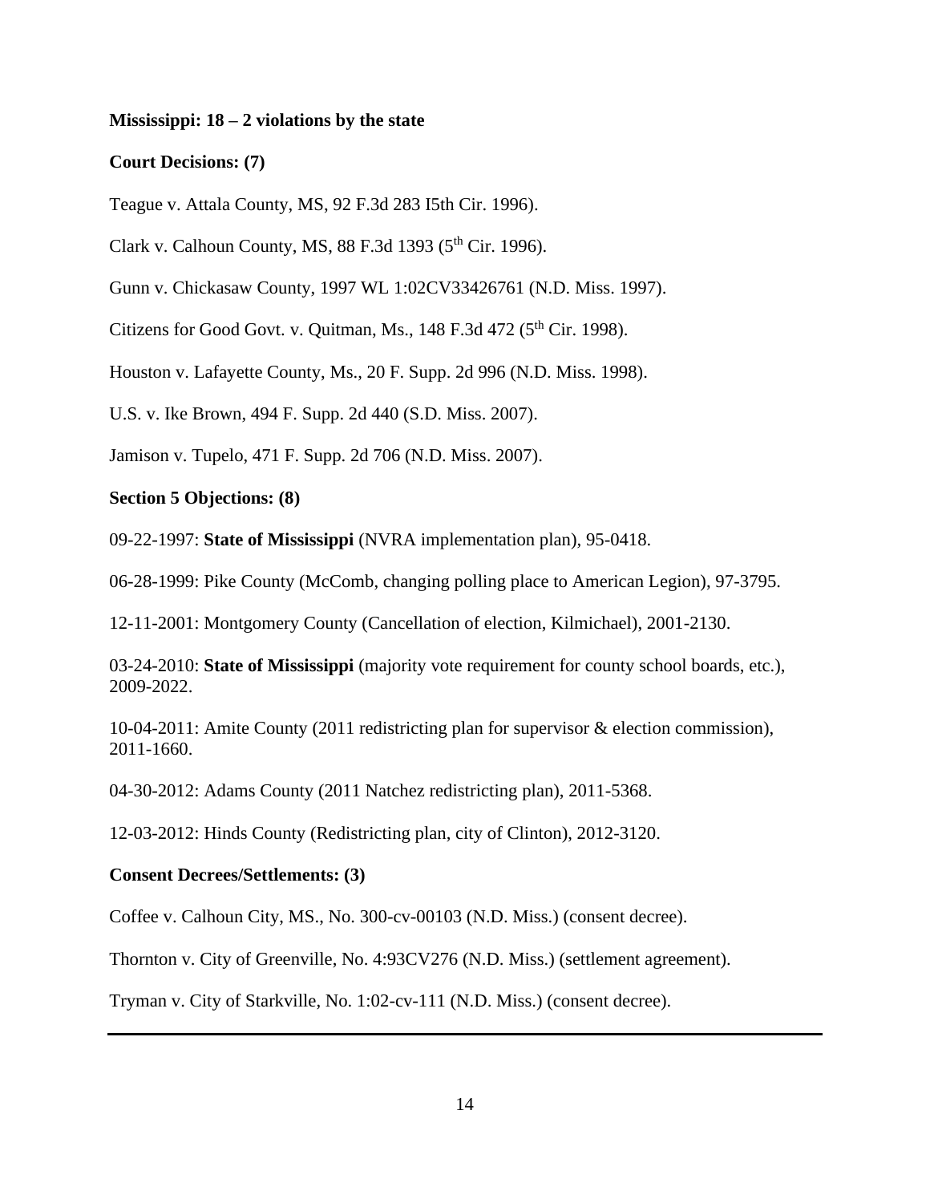**Mississippi: 18 – 2 violations by the state**

**Court Decisions: (7)**

Teague v. Attala County, MS, 92 F.3d 283 I5th Cir. 1996).

Clark v. Calhoun County, MS, 88 F.3d 1393 (5th Cir. 1996).

Gunn v. Chickasaw County, 1997 WL 1:02CV33426761 (N.D. Miss. 1997).

Citizens for Good Govt. v. Quitman, Ms., 148 F.3d 472 (5th Cir. 1998).

Houston v. Lafayette County, Ms., 20 F. Supp. 2d 996 (N.D. Miss. 1998).

U.S. v. Ike Brown, 494 F. Supp. 2d 440 (S.D. Miss. 2007).

Jamison v. Tupelo, 471 F. Supp. 2d 706 (N.D. Miss. 2007).

**Section 5 Objections: (8)**

09-22-1997: **State of Mississippi** (NVRA implementation plan), 95-0418.

06-28-1999: Pike County (McComb, changing polling place to American Legion), 97-3795.

12-11-2001: Montgomery County (Cancellation of election, Kilmichael), 2001-2130.

03-24-2010: **State of Mississippi** (majority vote requirement for county school boards, etc.), 2009-2022.

10-04-2011: Amite County (2011 redistricting plan for supervisor & election commission), 2011-1660.

04-30-2012: Adams County (2011 Natchez redistricting plan), 2011-5368.

12-03-2012: Hinds County (Redistricting plan, city of Clinton), 2012-3120.

**Consent Decrees/Settlements: (3)**

Coffee v. Calhoun City, MS., No. 300-cv-00103 (N.D. Miss.) (consent decree).

Thornton v. City of Greenville, No. 4:93CV276 (N.D. Miss.) (settlement agreement).

Tryman v. City of Starkville, No. 1:02-cv-111 (N.D. Miss.) (consent decree).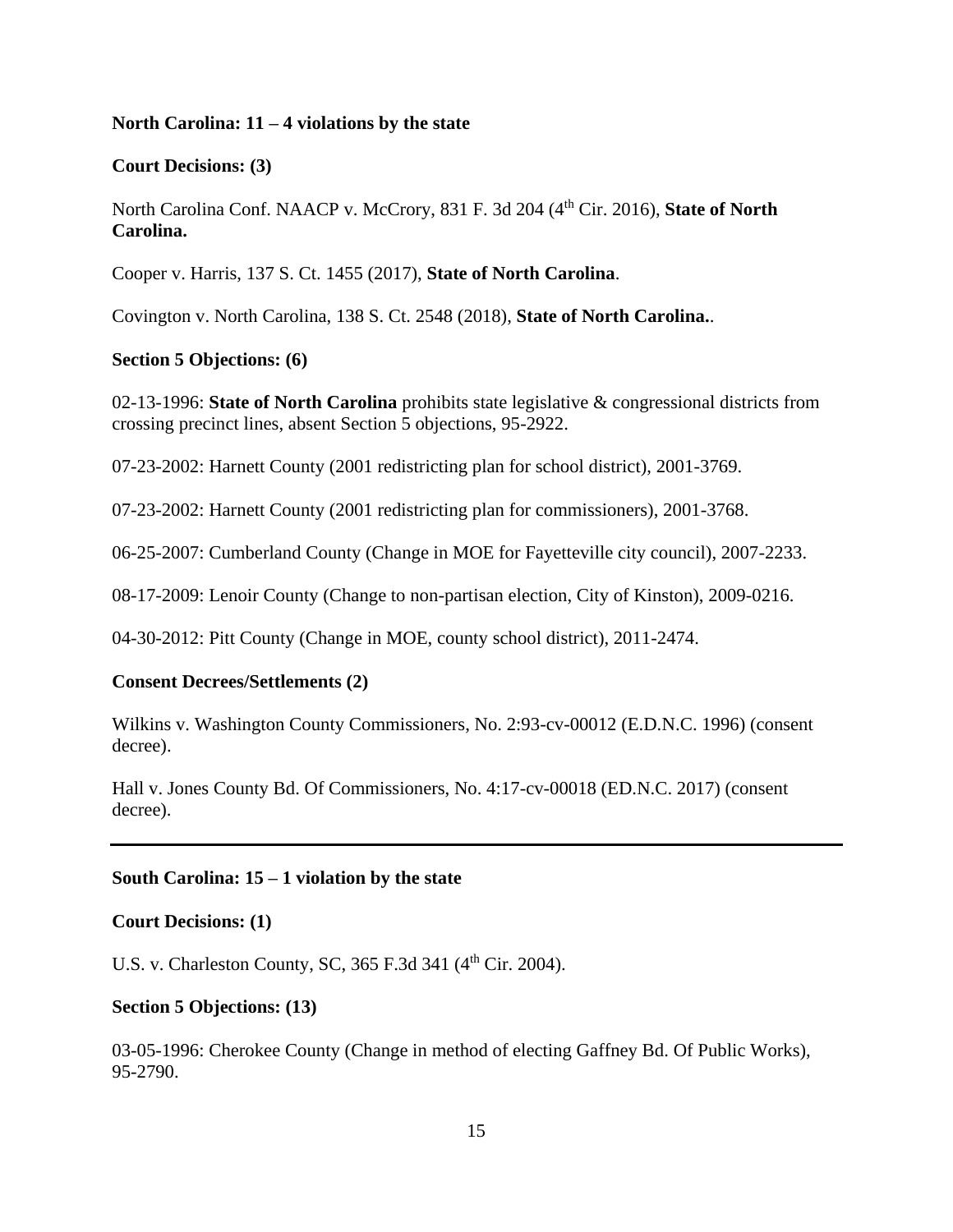**North Carolina: 11 – 4 violations by the state**

**Court Decisions: (3)**

North Carolina Conf. NAACP v. McCrory, 831 F. 3d 204 (4th Cir. 2016), **State of North Carolina.**

Cooper v. Harris, 137 S. Ct. 1455 (2017), **State of North Carolina**.

Covington v. North Carolina, 138 S. Ct. 2548 (2018), **State of North Carolina.**.

**Section 5 Objections: (6)**

02-13-1996: **State of North Carolina** prohibits state legislative & congressional districts from crossing precinct lines, absent Section 5 objections, 95-2922.

07-23-2002: Harnett County (2001 redistricting plan for school district), 2001-3769.

07-23-2002: Harnett County (2001 redistricting plan for commissioners), 2001-3768.

06-25-2007: Cumberland County (Change in MOE for Fayetteville city council), 2007-2233.

08-17-2009: Lenoir County (Change to non-partisan election, City of Kinston), 2009-0216.

04-30-2012: Pitt County (Change in MOE, county school district), 2011-2474.

**Consent Decrees/Settlements (2)**

Wilkins v. Washington County Commissioners, No. 2:93-cv-00012 (E.D.N.C. 1996) (consent decree).

Hall v. Jones County Bd. Of Commissioners, No. 4:17-cv-00018 (ED.N.C. 2017) (consent decree).

---

**South Carolina: 15 – 1 violation by the state**

**Court Decisions: (1)**

U.S. v. Charleston County, SC, 365 F.3d 341 (4th Cir. 2004).

**Section 5 Objections: (13)**

03-05-1996: Cherokee County (Change in method of electing Gaffney Bd. Of Public Works), 95-2790.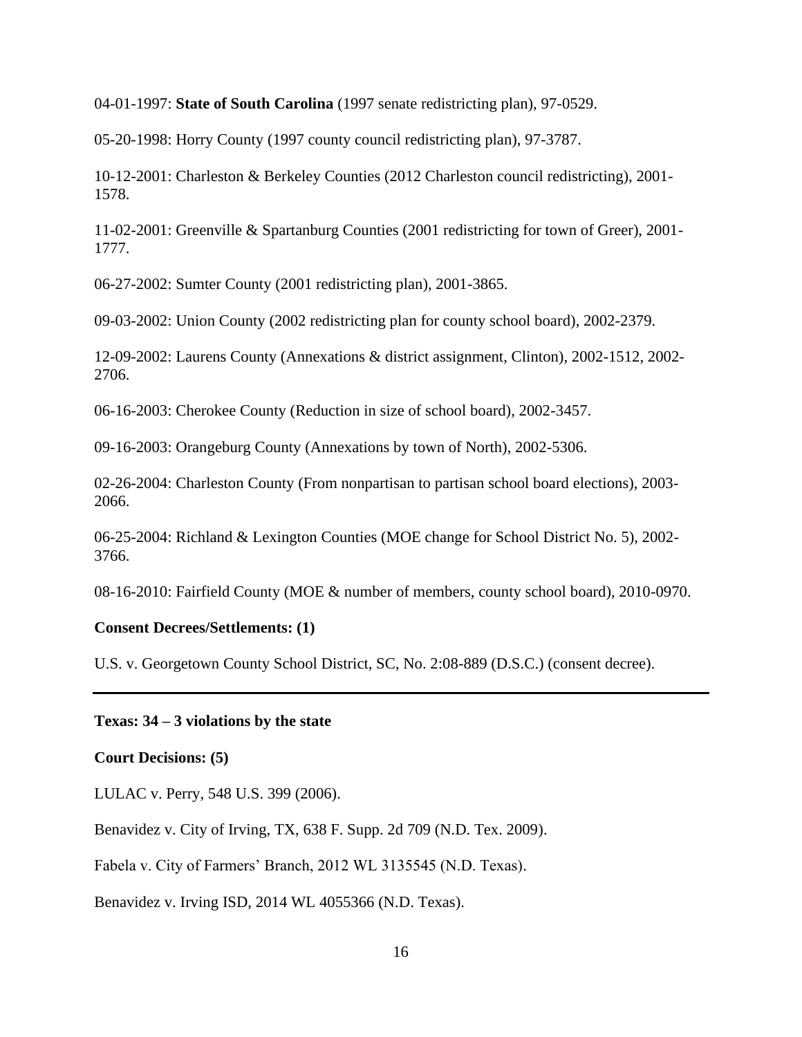04-01-1997: **State of South Carolina** (1997 senate redistricting plan), 97-0529.

05-20-1998: Horry County (1997 county council redistricting plan), 97-3787.

10-12-2001: Charleston & Berkeley Counties (2012 Charleston council redistricting), 2001-1578.

11-02-2001: Greenville & Spartanburg Counties (2001 redistricting for town of Greer), 2001-1777.

06-27-2002: Sumter County (2001 redistricting plan), 2001-3865.

09-03-2002: Union County (2002 redistricting plan for county school board), 2002-2379.

12-09-2002: Laurens County (Annexations & district assignment, Clinton), 2002-1512, 2002-2706.

06-16-2003: Cherokee County (Reduction in size of school board), 2002-3457.

09-16-2003: Orangeburg County (Annexations by town of North), 2002-5306.

02-26-2004: Charleston County (From nonpartisan to partisan school board elections), 2003-2066.

06-25-2004: Richland & Lexington Counties (MOE change for School District No. 5), 2002-3766.

08-16-2010: Fairfield County (MOE & number of members, county school board), 2010-0970.

**Consent Decrees/Settlements: (1)**

U.S. v. Georgetown County School District, SC, No. 2:08-889 (D.S.C.) (consent decree).

---

**Texas: 34 – 3 violations by the state**

**Court Decisions: (5)**

LULAC v. Perry, 548 U.S. 399 (2006).

Benavidez v. City of Irving, TX, 638 F. Supp. 2d 709 (N.D. Tex. 2009).

Fabela v. City of Farmers' Branch, 2012 WL 3135545 (N.D. Texas).

Benavidez v. Irving ISD, 2014 WL 4055366 (N.D. Texas).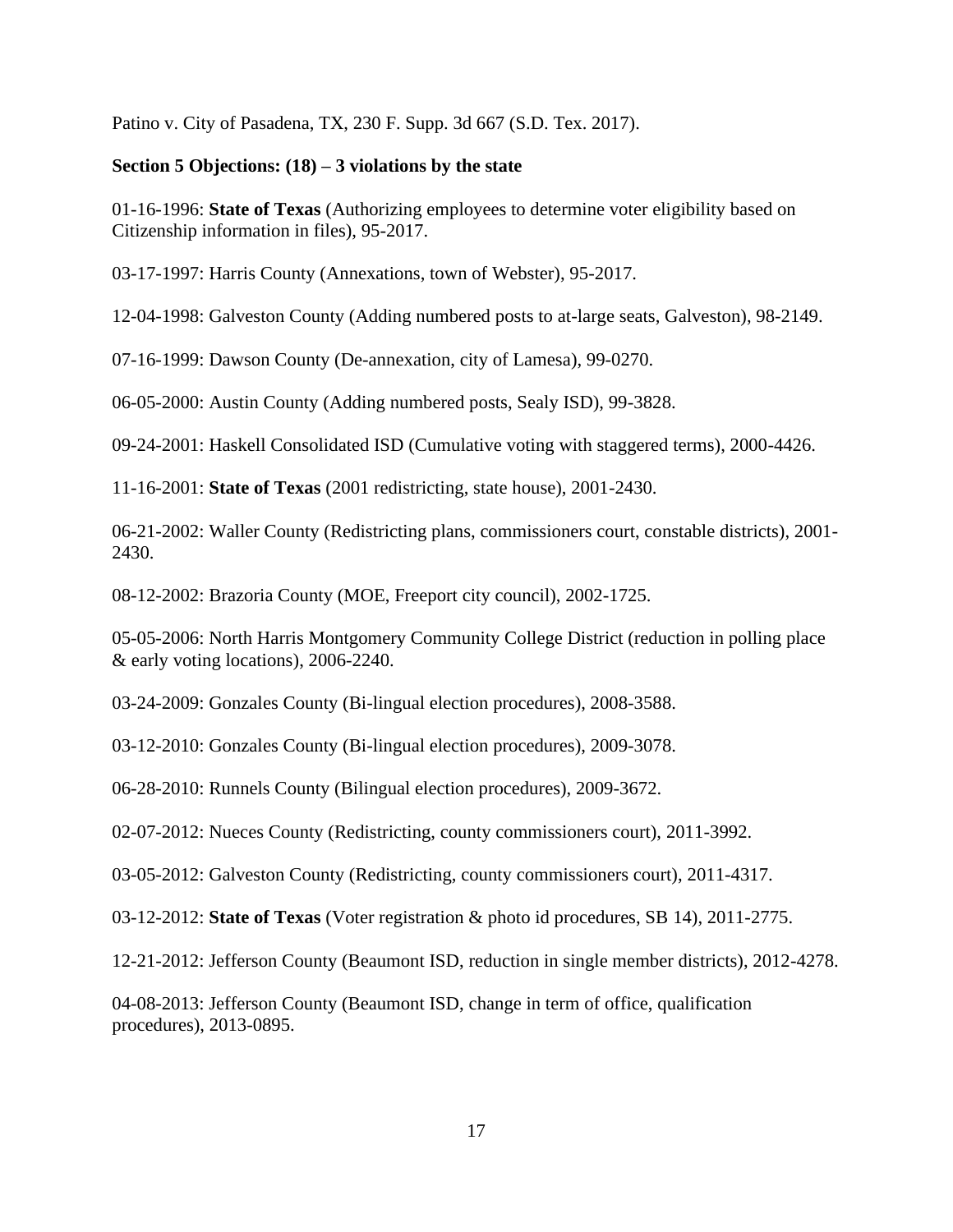Patino v. City of Pasadena, TX, 230 F. Supp. 3d 667 (S.D. Tex. 2017).

**Section 5 Objections: (18) – 3 violations by the state**

01-16-1996: **State of Texas** (Authorizing employees to determine voter eligibility based on Citizenship information in files), 95-2017.

03-17-1997: Harris County (Annexations, town of Webster), 95-2017.

12-04-1998: Galveston County (Adding numbered posts to at-large seats, Galveston), 98-2149.

07-16-1999: Dawson County (De-annexation, city of Lamesa), 99-0270.

06-05-2000: Austin County (Adding numbered posts, Sealy ISD), 99-3828.

09-24-2001: Haskell Consolidated ISD (Cumulative voting with staggered terms), 2000-4426.

11-16-2001: **State of Texas** (2001 redistricting, state house), 2001-2430.

06-21-2002: Waller County (Redistricting plans, commissioners court, constable districts), 2001-2430.

08-12-2002: Brazoria County (MOE, Freeport city council), 2002-1725.

05-05-2006: North Harris Montgomery Community College District (reduction in polling place & early voting locations), 2006-2240.

03-24-2009: Gonzales County (Bi-lingual election procedures), 2008-3588.

03-12-2010: Gonzales County (Bi-lingual election procedures), 2009-3078.

06-28-2010: Runnels County (Bilingual election procedures), 2009-3672.

02-07-2012: Nueces County (Redistricting, county commissioners court), 2011-3992.

03-05-2012: Galveston County (Redistricting, county commissioners court), 2011-4317.

03-12-2012: **State of Texas** (Voter registration & photo id procedures, SB 14), 2011-2775.

12-21-2012: Jefferson County (Beaumont ISD, reduction in single member districts), 2012-4278.

04-08-2013: Jefferson County (Beaumont ISD, change in term of office, qualification procedures), 2013-0895.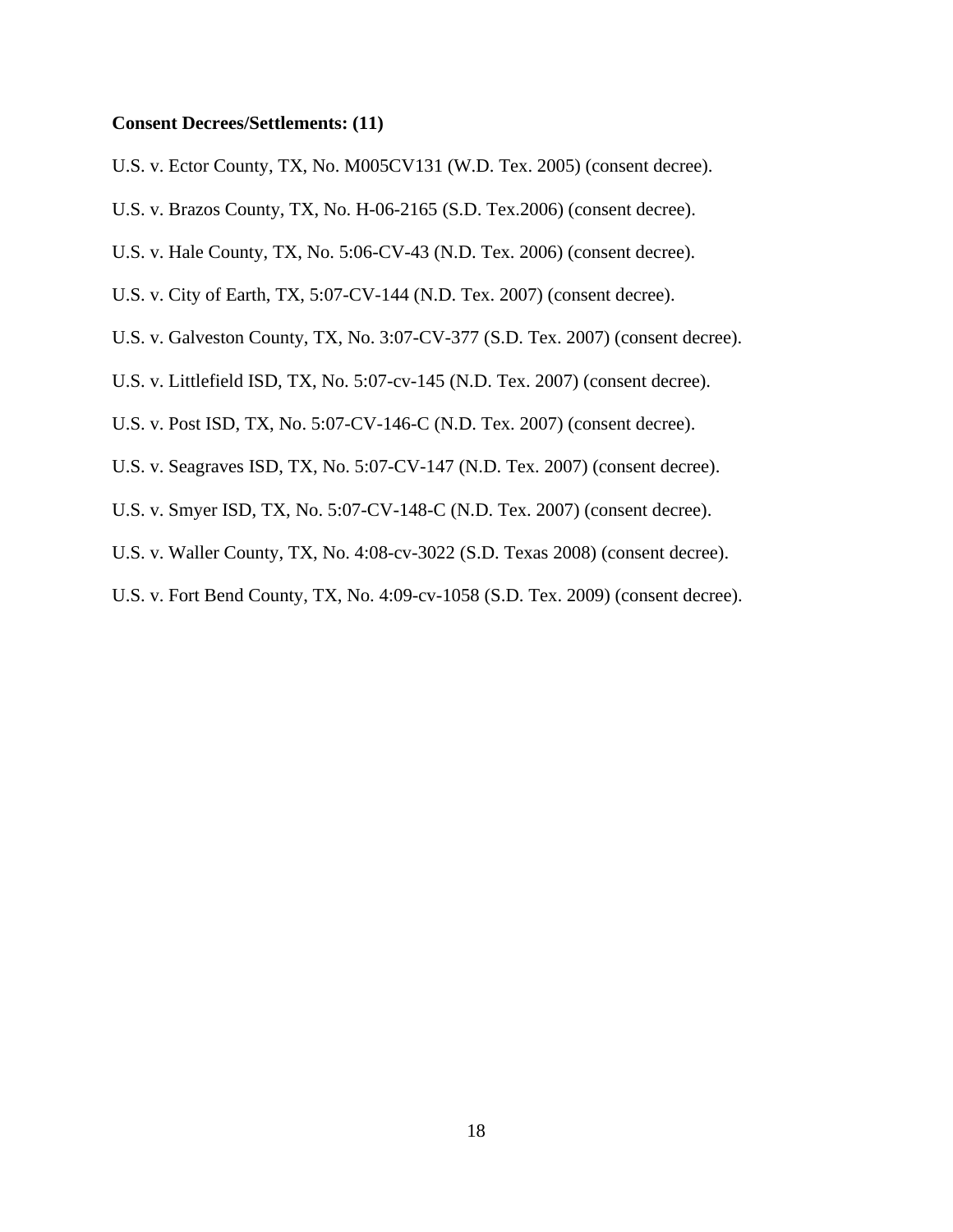**Consent Decrees/Settlements: (11)**

U.S. v. Ector County, TX, No. M005CV131 (W.D. Tex. 2005) (consent decree).

U.S. v. Brazos County, TX, No. H-06-2165 (S.D. Tex.2006) (consent decree).

U.S. v. Hale County, TX, No. 5:06-CV-43 (N.D. Tex. 2006) (consent decree).

U.S. v. City of Earth, TX, 5:07-CV-144 (N.D. Tex. 2007) (consent decree).

U.S. v. Galveston County, TX, No. 3:07-CV-377 (S.D. Tex. 2007) (consent decree).

U.S. v. Littlefield ISD, TX, No. 5:07-cv-145 (N.D. Tex. 2007) (consent decree).

U.S. v. Post ISD, TX, No. 5:07-CV-146-C (N.D. Tex. 2007) (consent decree).

U.S. v. Seagraves ISD, TX, No. 5:07-CV-147 (N.D. Tex. 2007) (consent decree).

U.S. v. Smyer ISD, TX, No. 5:07-CV-148-C (N.D. Tex. 2007) (consent decree).

U.S. v. Waller County, TX, No. 4:08-cv-3022 (S.D. Texas 2008) (consent decree).

U.S. v. Fort Bend County, TX, No. 4:09-cv-1058 (S.D. Tex. 2009) (consent decree).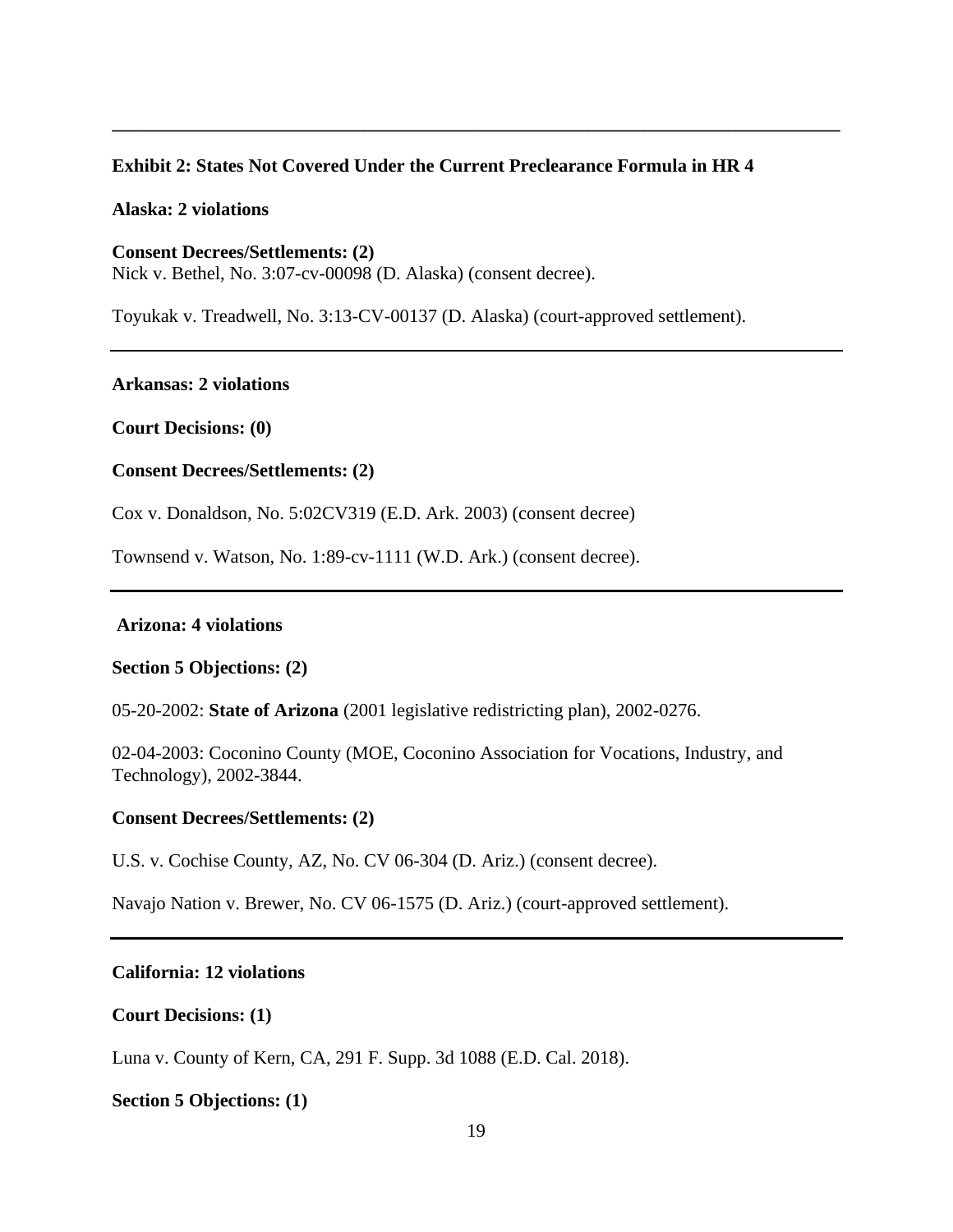---

**Exhibit 2: States Not Covered Under the Current Preclearance Formula in HR 4**

**Alaska: 2 violations**

**Consent Decrees/Settlements: (2)**
Nick v. Bethel, No. 3:07-cv-00098 (D. Alaska) (consent decree).

Toyukak v. Treadwell, No. 3:13-CV-00137 (D. Alaska) (court-approved settlement).

---

**Arkansas: 2 violations**

**Court Decisions: (0)**

**Consent Decrees/Settlements: (2)**

Cox v. Donaldson, No. 5:02CV319 (E.D. Ark. 2003) (consent decree)

Townsend v. Watson, No. 1:89-cv-1111 (W.D. Ark.) (consent decree).

---

**Arizona: 4 violations**

**Section 5 Objections: (2)**

05-20-2002: **State of Arizona** (2001 legislative redistricting plan), 2002-0276.

02-04-2003: Coconino County (MOE, Coconino Association for Vocations, Industry, and Technology), 2002-3844.

**Consent Decrees/Settlements: (2)**

U.S. v. Cochise County, AZ, No. CV 06-304 (D. Ariz.) (consent decree).

Navajo Nation v. Brewer, No. CV 06-1575 (D. Ariz.) (court-approved settlement).

---

**California: 12 violations**

**Court Decisions: (1)**

Luna v. County of Kern, CA, 291 F. Supp. 3d 1088 (E.D. Cal. 2018).

**Section 5 Objections: (1)**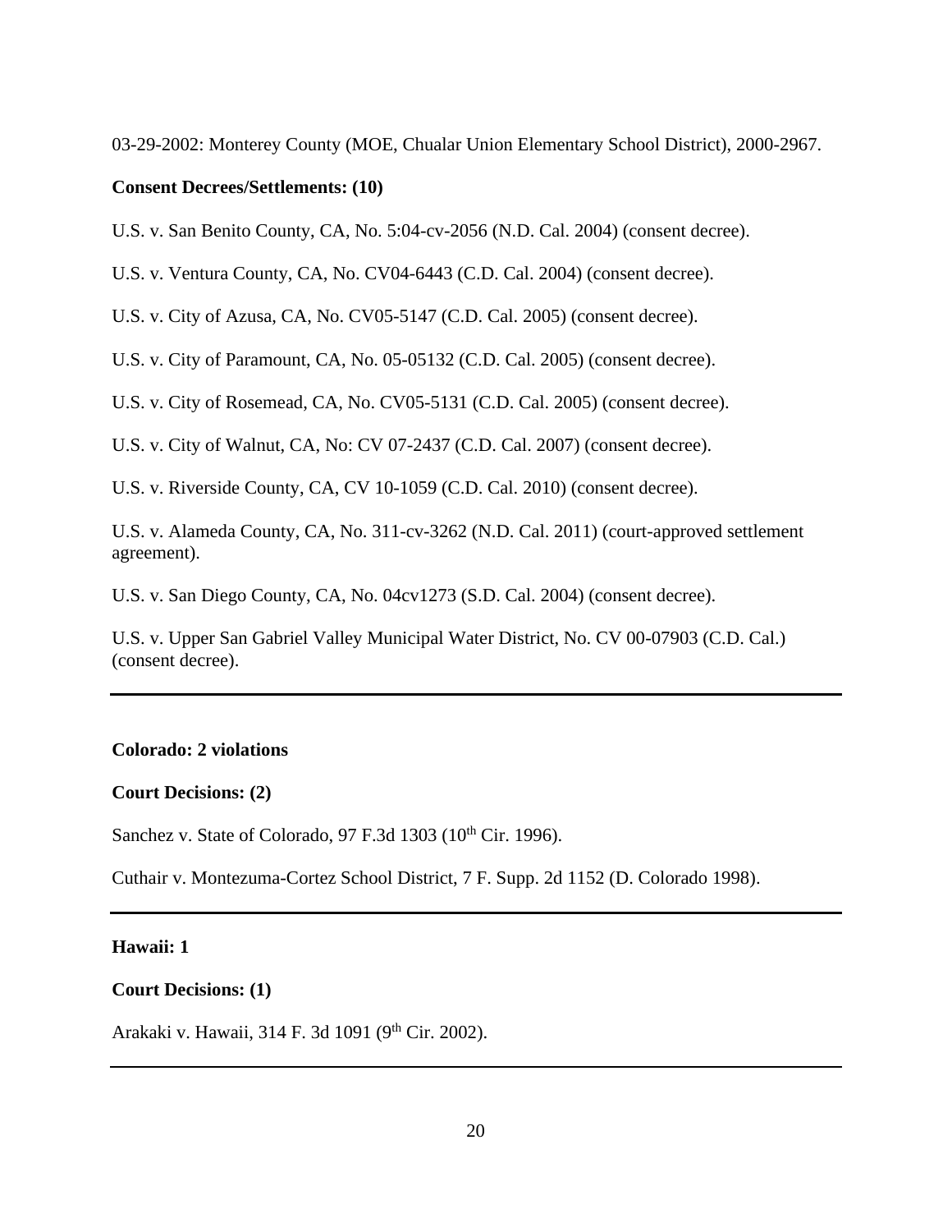03-29-2002: Monterey County (MOE, Chualar Union Elementary School District), 2000-2967.

**Consent Decrees/Settlements: (10)**

U.S. v. San Benito County, CA, No. 5:04-cv-2056 (N.D. Cal. 2004) (consent decree).

U.S. v. Ventura County, CA, No. CV04-6443 (C.D. Cal. 2004) (consent decree).

U.S. v. City of Azusa, CA, No. CV05-5147 (C.D. Cal. 2005) (consent decree).

U.S. v. City of Paramount, CA, No. 05-05132 (C.D. Cal. 2005) (consent decree).

U.S. v. City of Rosemead, CA, No. CV05-5131 (C.D. Cal. 2005) (consent decree).

U.S. v. City of Walnut, CA, No: CV 07-2437 (C.D. Cal. 2007) (consent decree).

U.S. v. Riverside County, CA, CV 10-1059 (C.D. Cal. 2010) (consent decree).

U.S. v. Alameda County, CA, No. 311-cv-3262 (N.D. Cal. 2011) (court-approved settlement agreement).

U.S. v. San Diego County, CA, No. 04cv1273 (S.D. Cal. 2004) (consent decree).

U.S. v. Upper San Gabriel Valley Municipal Water District, No. CV 00-07903 (C.D. Cal.) (consent decree).

---

**Colorado: 2 violations**

**Court Decisions: (2)**

Sanchez v. State of Colorado, 97 F.3d 1303 (10th Cir. 1996).

Cuthair v. Montezuma-Cortez School District, 7 F. Supp. 2d 1152 (D. Colorado 1998).

---

**Hawaii: 1**

**Court Decisions: (1)**

Arakaki v. Hawaii, 314 F. 3d 1091 (9th Cir. 2002).

---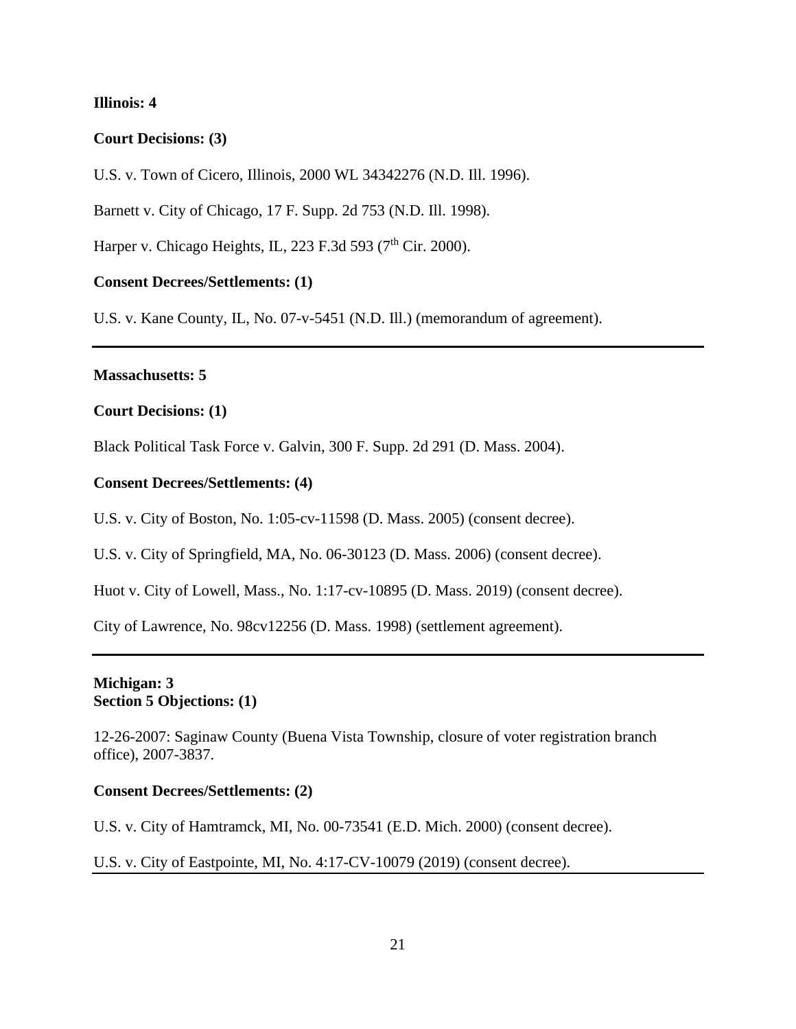**Illinois: 4**

**Court Decisions: (3)**

U.S. v. Town of Cicero, Illinois, 2000 WL 34342276 (N.D. Ill. 1996).

Barnett v. City of Chicago, 17 F. Supp. 2d 753 (N.D. Ill. 1998).

Harper v. Chicago Heights, IL, 223 F.3d 593 (7th Cir. 2000).

**Consent Decrees/Settlements: (1)**

U.S. v. Kane County, IL, No. 07-v-5451 (N.D. Ill.) (memorandum of agreement).

---

**Massachusetts: 5**

**Court Decisions: (1)**

Black Political Task Force v. Galvin, 300 F. Supp. 2d 291 (D. Mass. 2004).

**Consent Decrees/Settlements: (4)**

U.S. v. City of Boston, No. 1:05-cv-11598 (D. Mass. 2005) (consent decree).

U.S. v. City of Springfield, MA, No. 06-30123 (D. Mass. 2006) (consent decree).

Huot v. City of Lowell, Mass., No. 1:17-cv-10895 (D. Mass. 2019) (consent decree).

City of Lawrence, No. 98cv12256 (D. Mass. 1998) (settlement agreement).

---

**Michigan: 3**
**Section 5 Objections: (1)**

12-26-2007: Saginaw County (Buena Vista Township, closure of voter registration branch office), 2007-3837.

**Consent Decrees/Settlements: (2)**

U.S. v. City of Hamtramck, MI, No. 00-73541 (E.D. Mich. 2000) (consent decree).

U.S. v. City of Eastpointe, MI, No. 4:17-CV-10079 (2019) (consent decree).

---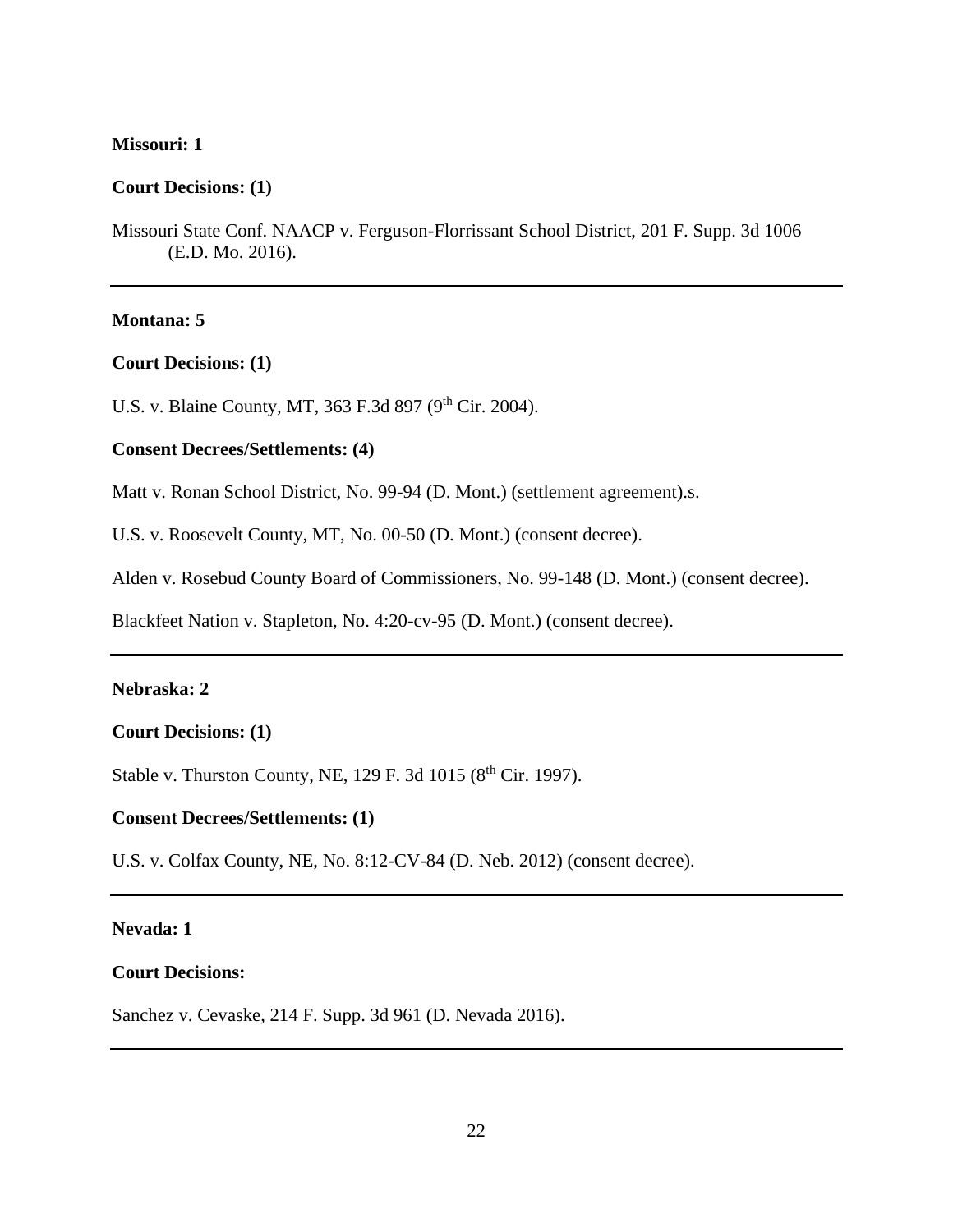**Missouri: 1**

**Court Decisions: (1)**

Missouri State Conf. NAACP v. Ferguson-Florrissant School District, 201 F. Supp. 3d 1006 (E.D. Mo. 2016).

---

**Montana: 5**

**Court Decisions: (1)**

U.S. v. Blaine County, MT, 363 F.3d 897 (9th Cir. 2004).

**Consent Decrees/Settlements: (4)**

Matt v. Ronan School District, No. 99-94 (D. Mont.) (settlement agreement).s.

U.S. v. Roosevelt County, MT, No. 00-50 (D. Mont.) (consent decree).

Alden v. Rosebud County Board of Commissioners, No. 99-148 (D. Mont.) (consent decree).

Blackfeet Nation v. Stapleton, No. 4:20-cv-95 (D. Mont.) (consent decree).

---

**Nebraska: 2**

**Court Decisions: (1)**

Stable v. Thurston County, NE, 129 F. 3d 1015 (8th Cir. 1997).

**Consent Decrees/Settlements: (1)**

U.S. v. Colfax County, NE, No. 8:12-CV-84 (D. Neb. 2012) (consent decree).

---

**Nevada: 1**

**Court Decisions:**

Sanchez v. Cevaske, 214 F. Supp. 3d 961 (D. Nevada 2016).

---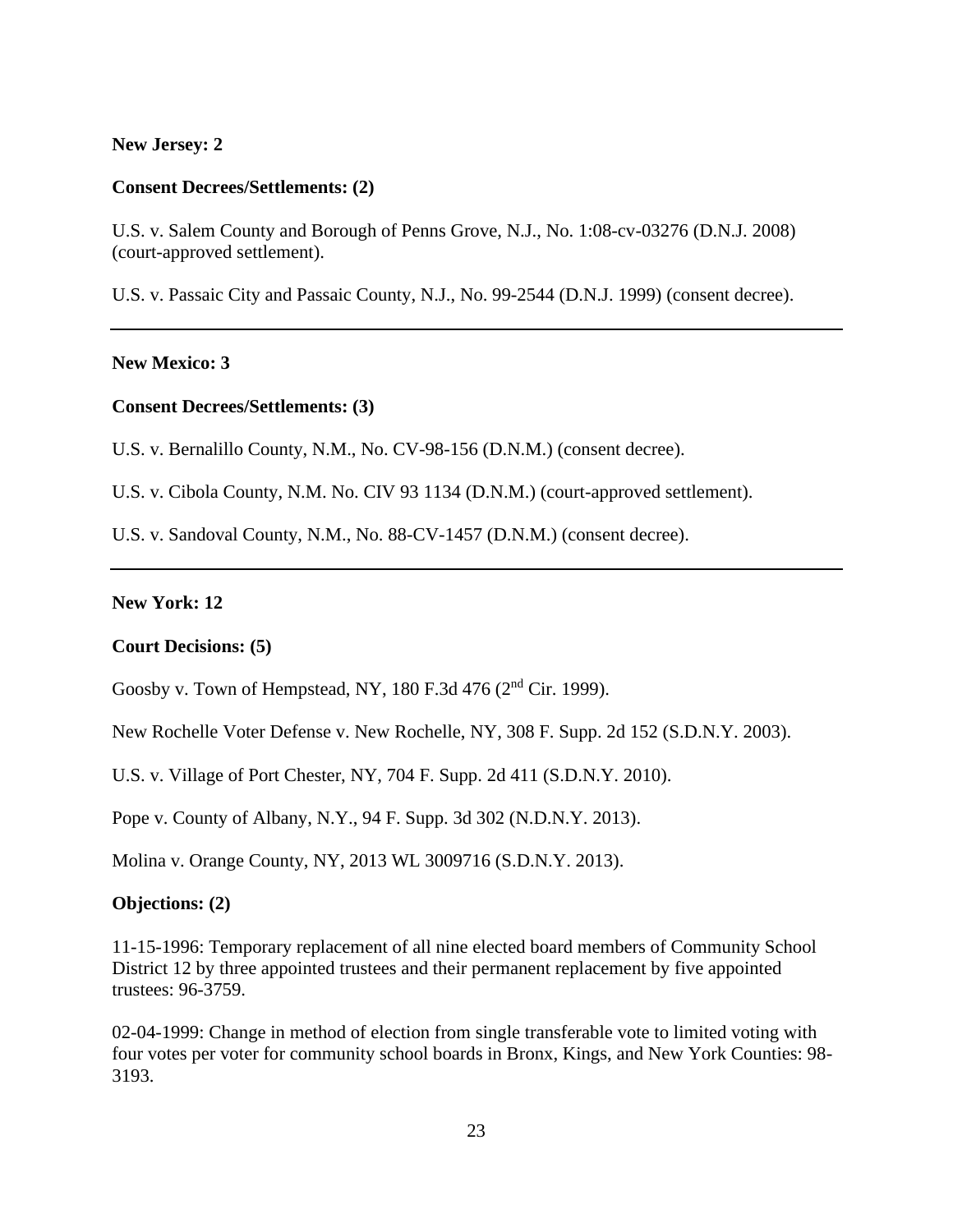**New Jersey: 2**

**Consent Decrees/Settlements: (2)**

U.S. v. Salem County and Borough of Penns Grove, N.J., No. 1:08-cv-03276 (D.N.J. 2008) (court-approved settlement).

U.S. v. Passaic City and Passaic County, N.J., No. 99-2544 (D.N.J. 1999) (consent decree).

---

**New Mexico: 3**

**Consent Decrees/Settlements: (3)**

U.S. v. Bernalillo County, N.M., No. CV-98-156 (D.N.M.) (consent decree).

U.S. v. Cibola County, N.M. No. CIV 93 1134 (D.N.M.) (court-approved settlement).

U.S. v. Sandoval County, N.M., No. 88-CV-1457 (D.N.M.) (consent decree).

---

**New York: 12**

**Court Decisions: (5)**

Goosby v. Town of Hempstead, NY, 180 F.3d 476 (2nd Cir. 1999).

New Rochelle Voter Defense v. New Rochelle, NY, 308 F. Supp. 2d 152 (S.D.N.Y. 2003).

U.S. v. Village of Port Chester, NY, 704 F. Supp. 2d 411 (S.D.N.Y. 2010).

Pope v. County of Albany, N.Y., 94 F. Supp. 3d 302 (N.D.N.Y. 2013).

Molina v. Orange County, NY, 2013 WL 3009716 (S.D.N.Y. 2013).

**Objections: (2)**

11-15-1996: Temporary replacement of all nine elected board members of Community School District 12 by three appointed trustees and their permanent replacement by five appointed trustees: 96-3759.

02-04-1999: Change in method of election from single transferable vote to limited voting with four votes per voter for community school boards in Bronx, Kings, and New York Counties: 98-3193.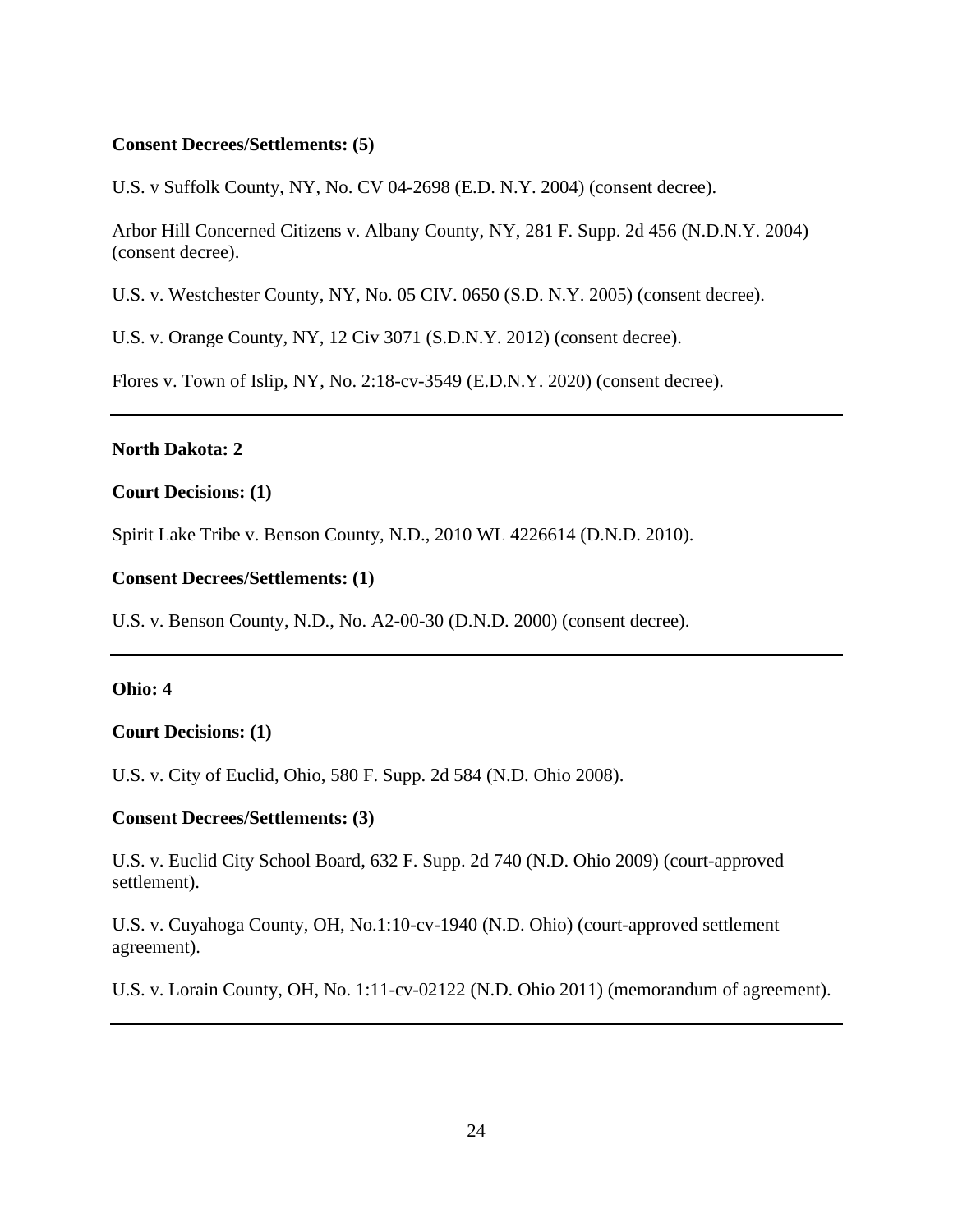**Consent Decrees/Settlements: (5)**

U.S. v Suffolk County, NY, No. CV 04-2698 (E.D. N.Y. 2004) (consent decree).

Arbor Hill Concerned Citizens v. Albany County, NY, 281 F. Supp. 2d 456 (N.D.N.Y. 2004) (consent decree).

U.S. v. Westchester County, NY, No. 05 CIV. 0650 (S.D. N.Y. 2005) (consent decree).

U.S. v. Orange County, NY, 12 Civ 3071 (S.D.N.Y. 2012) (consent decree).

Flores v. Town of Islip, NY, No. 2:18-cv-3549 (E.D.N.Y. 2020) (consent decree).

---

**North Dakota: 2**

**Court Decisions: (1)**

Spirit Lake Tribe v. Benson County, N.D., 2010 WL 4226614 (D.N.D. 2010).

**Consent Decrees/Settlements: (1)**

U.S. v. Benson County, N.D., No. A2-00-30 (D.N.D. 2000) (consent decree).

---

**Ohio: 4**

**Court Decisions: (1)**

U.S. v. City of Euclid, Ohio, 580 F. Supp. 2d 584 (N.D. Ohio 2008).

**Consent Decrees/Settlements: (3)**

U.S. v. Euclid City School Board, 632 F. Supp. 2d 740 (N.D. Ohio 2009) (court-approved settlement).

U.S. v. Cuyahoga County, OH, No.1:10-cv-1940 (N.D. Ohio) (court-approved settlement agreement).

U.S. v. Lorain County, OH, No. 1:11-cv-02122 (N.D. Ohio 2011) (memorandum of agreement).

---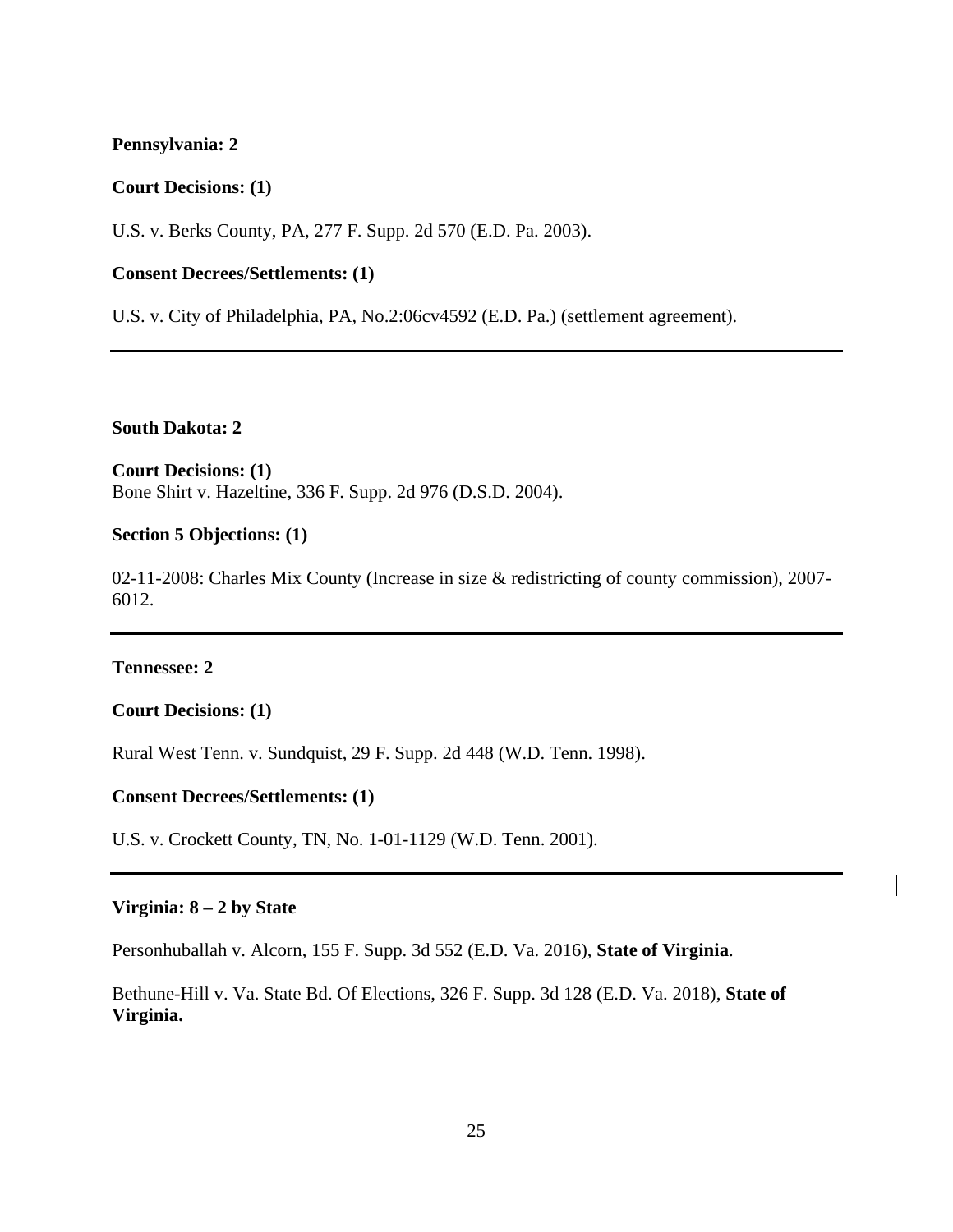**Pennsylvania: 2**

**Court Decisions: (1)**

U.S. v. Berks County, PA, 277 F. Supp. 2d 570 (E.D. Pa. 2003).

**Consent Decrees/Settlements: (1)**

U.S. v. City of Philadelphia, PA, No.2:06cv4592 (E.D. Pa.) (settlement agreement).

---

**South Dakota: 2**

**Court Decisions: (1)**
Bone Shirt v. Hazeltine, 336 F. Supp. 2d 976 (D.S.D. 2004).

**Section 5 Objections: (1)**

02-11-2008: Charles Mix County (Increase in size & redistricting of county commission), 2007-6012.

---

**Tennessee: 2**

**Court Decisions: (1)**

Rural West Tenn. v. Sundquist, 29 F. Supp. 2d 448 (W.D. Tenn. 1998).

**Consent Decrees/Settlements: (1)**

U.S. v. Crockett County, TN, No. 1-01-1129 (W.D. Tenn. 2001).

---

**Virginia: 8 – 2 by State**

Personhuballah v. Alcorn, 155 F. Supp. 3d 552 (E.D. Va. 2016), **State of Virginia**.

Bethune-Hill v. Va. State Bd. Of Elections, 326 F. Supp. 3d 128 (E.D. Va. 2018), **State of Virginia.**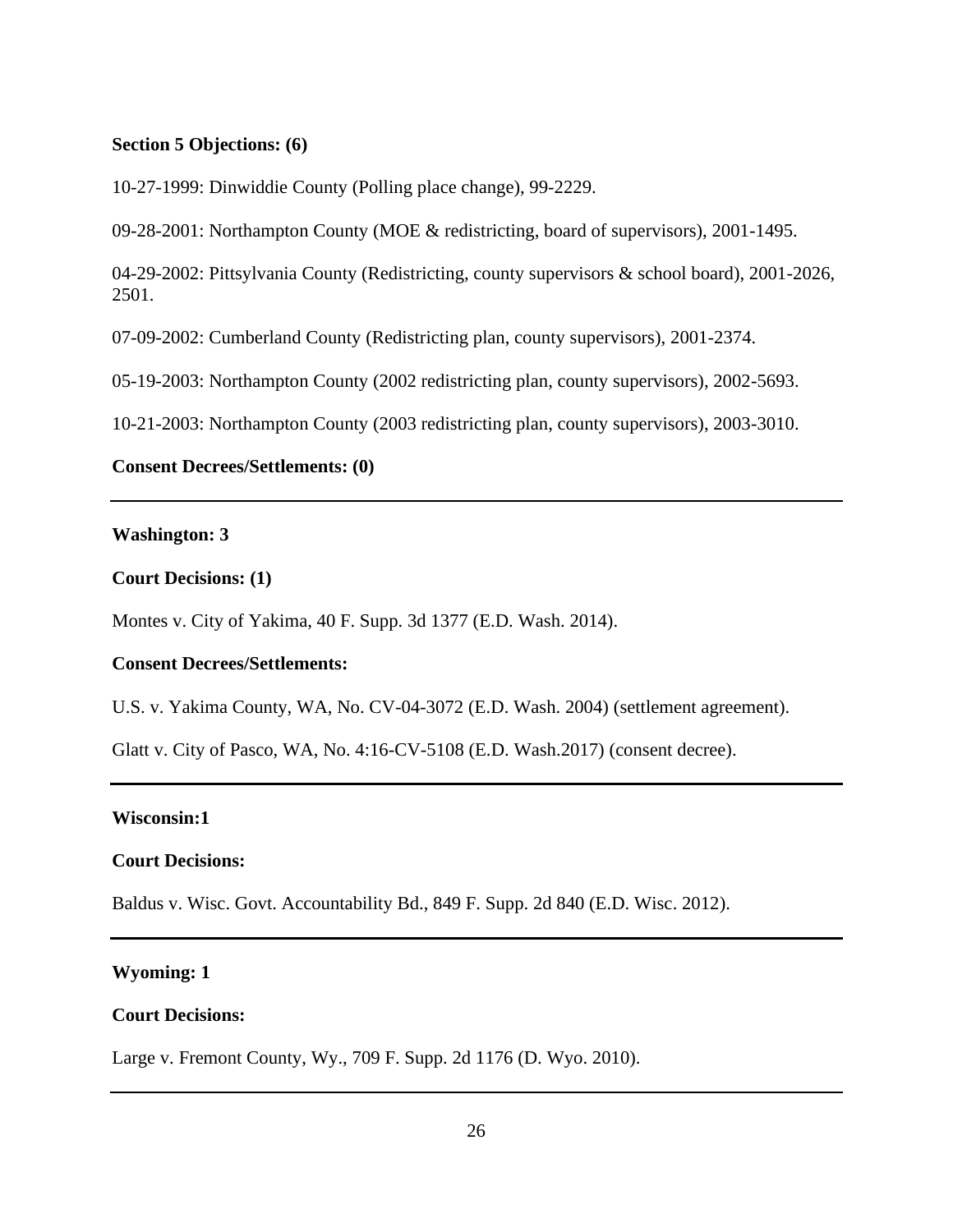**Section 5 Objections: (6)**

10-27-1999: Dinwiddie County (Polling place change), 99-2229.

09-28-2001: Northampton County (MOE & redistricting, board of supervisors), 2001-1495.

04-29-2002: Pittsylvania County (Redistricting, county supervisors & school board), 2001-2026, 2501.

07-09-2002: Cumberland County (Redistricting plan, county supervisors), 2001-2374.

05-19-2003: Northampton County (2002 redistricting plan, county supervisors), 2002-5693.

10-21-2003: Northampton County (2003 redistricting plan, county supervisors), 2003-3010.

**Consent Decrees/Settlements: (0)**

---

**Washington: 3**

**Court Decisions: (1)**

Montes v. City of Yakima, 40 F. Supp. 3d 1377 (E.D. Wash. 2014).

**Consent Decrees/Settlements:**

U.S. v. Yakima County, WA, No. CV-04-3072 (E.D. Wash. 2004) (settlement agreement).

Glatt v. City of Pasco, WA, No. 4:16-CV-5108 (E.D. Wash.2017) (consent decree).

---

**Wisconsin:1**

**Court Decisions:**

Baldus v. Wisc. Govt. Accountability Bd., 849 F. Supp. 2d 840 (E.D. Wisc. 2012).

---

**Wyoming: 1**

**Court Decisions:**

Large v. Fremont County, Wy., 709 F. Supp. 2d 1176 (D. Wyo. 2010).

---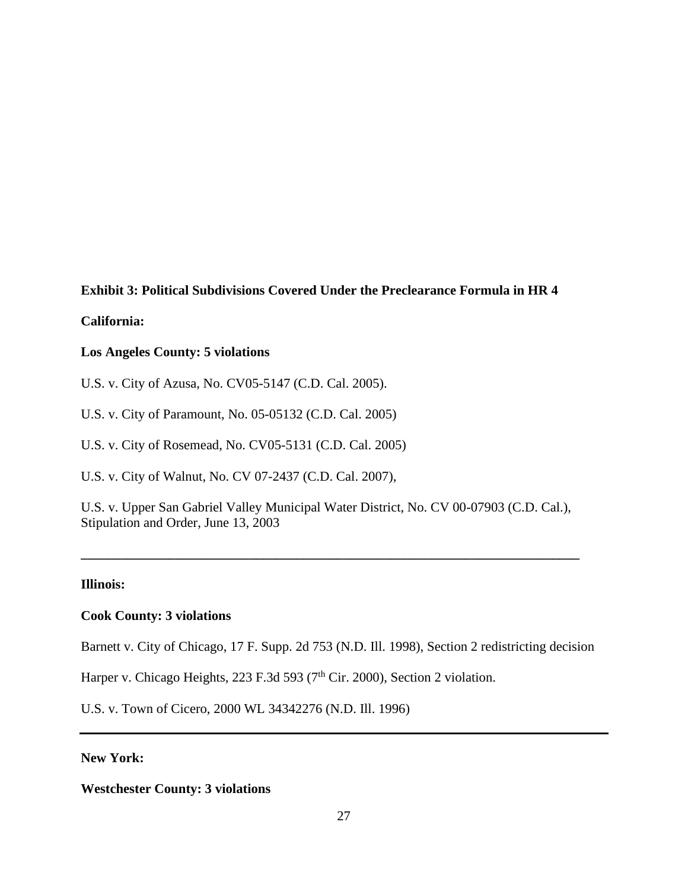**Exhibit 3: Political Subdivisions Covered Under the Preclearance Formula in HR 4**

**California:**

**Los Angeles County: 5 violations**

U.S. v. City of Azusa, No. CV05-5147 (C.D. Cal. 2005).

U.S. v. City of Paramount, No. 05-05132 (C.D. Cal. 2005)

U.S. v. City of Rosemead, No. CV05-5131 (C.D. Cal. 2005)

U.S. v. City of Walnut, No. CV 07-2437 (C.D. Cal. 2007),

U.S. v. Upper San Gabriel Valley Municipal Water District, No. CV 00-07903 (C.D. Cal.), Stipulation and Order, June 13, 2003

---

**Illinois:**

**Cook County: 3 violations**

Barnett v. City of Chicago, 17 F. Supp. 2d 753 (N.D. Ill. 1998), Section 2 redistricting decision

Harper v. Chicago Heights, 223 F.3d 593 (7th Cir. 2000), Section 2 violation.

U.S. v. Town of Cicero, 2000 WL 34342276 (N.D. Ill. 1996)

---

**New York:**

**Westchester County: 3 violations**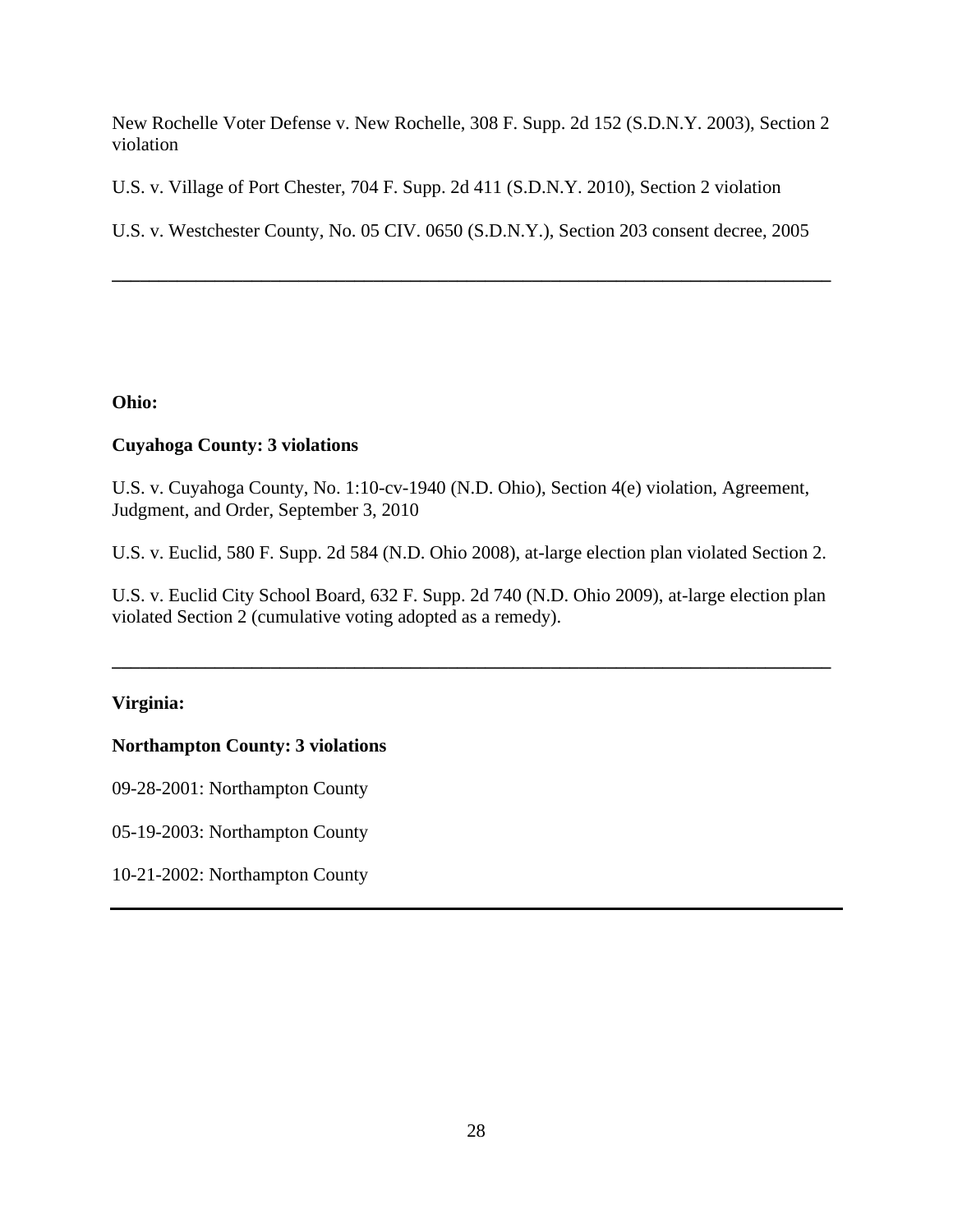New Rochelle Voter Defense v. New Rochelle, 308 F. Supp. 2d 152 (S.D.N.Y. 2003), Section 2 violation

U.S. v. Village of Port Chester, 704 F. Supp. 2d 411 (S.D.N.Y. 2010), Section 2 violation

U.S. v. Westchester County, No. 05 CIV. 0650 (S.D.N.Y.), Section 203 consent decree, 2005

---

**Ohio:**

**Cuyahoga County: 3 violations**

U.S. v. Cuyahoga County, No. 1:10-cv-1940 (N.D. Ohio), Section 4(e) violation, Agreement, Judgment, and Order, September 3, 2010

U.S. v. Euclid, 580 F. Supp. 2d 584 (N.D. Ohio 2008), at-large election plan violated Section 2.

U.S. v. Euclid City School Board, 632 F. Supp. 2d 740 (N.D. Ohio 2009), at-large election plan violated Section 2 (cumulative voting adopted as a remedy).

---

**Virginia:**

**Northampton County: 3 violations**

09-28-2001: Northampton County

05-19-2003: Northampton County

10-21-2002: Northampton County

---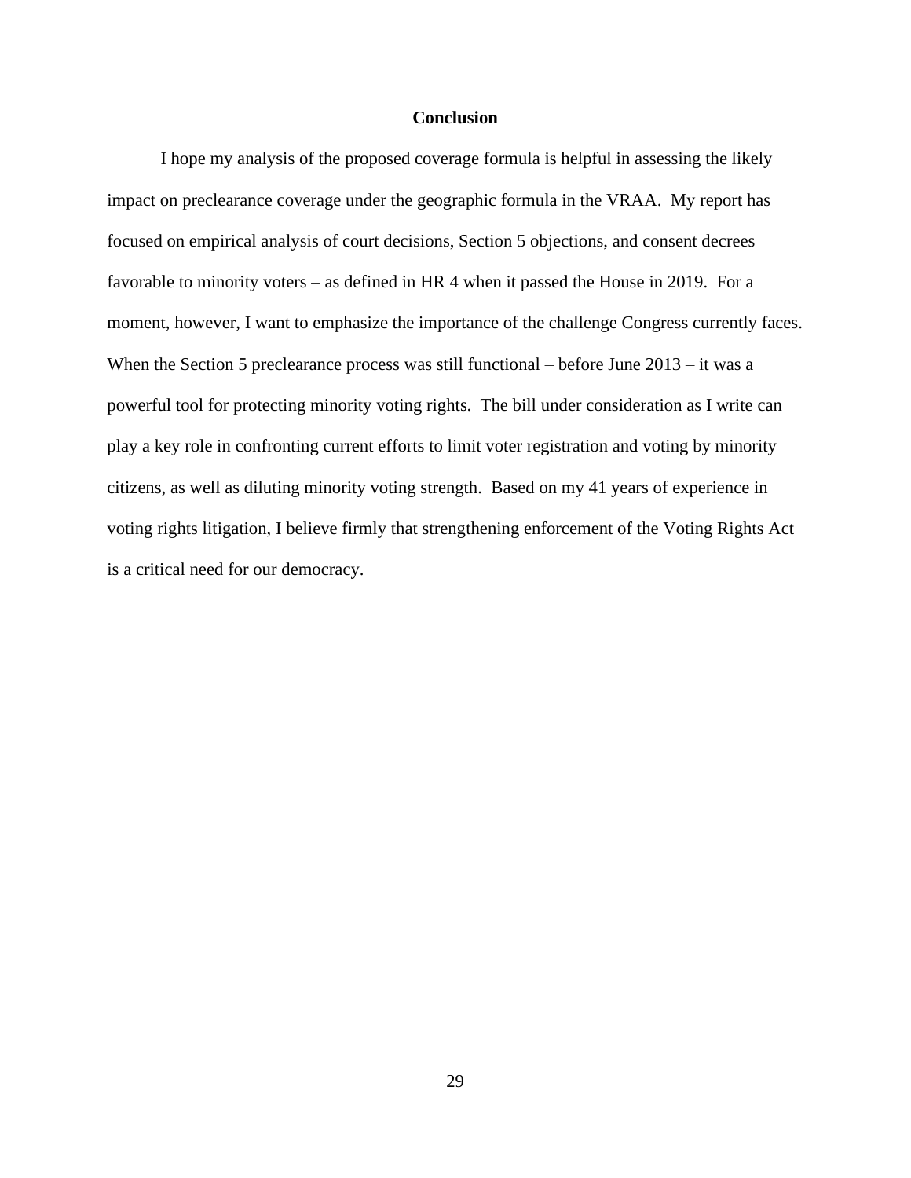## Conclusion

I hope my analysis of the proposed coverage formula is helpful in assessing the likely impact on preclearance coverage under the geographic formula in the VRAA. My report has focused on empirical analysis of court decisions, Section 5 objections, and consent decrees favorable to minority voters – as defined in HR 4 when it passed the House in 2019. For a moment, however, I want to emphasize the importance of the challenge Congress currently faces. When the Section 5 preclearance process was still functional – before June 2013 – it was a powerful tool for protecting minority voting rights. The bill under consideration as I write can play a key role in confronting current efforts to limit voter registration and voting by minority citizens, as well as diluting minority voting strength. Based on my 41 years of experience in voting rights litigation, I believe firmly that strengthening enforcement of the Voting Rights Act is a critical need for our democracy.